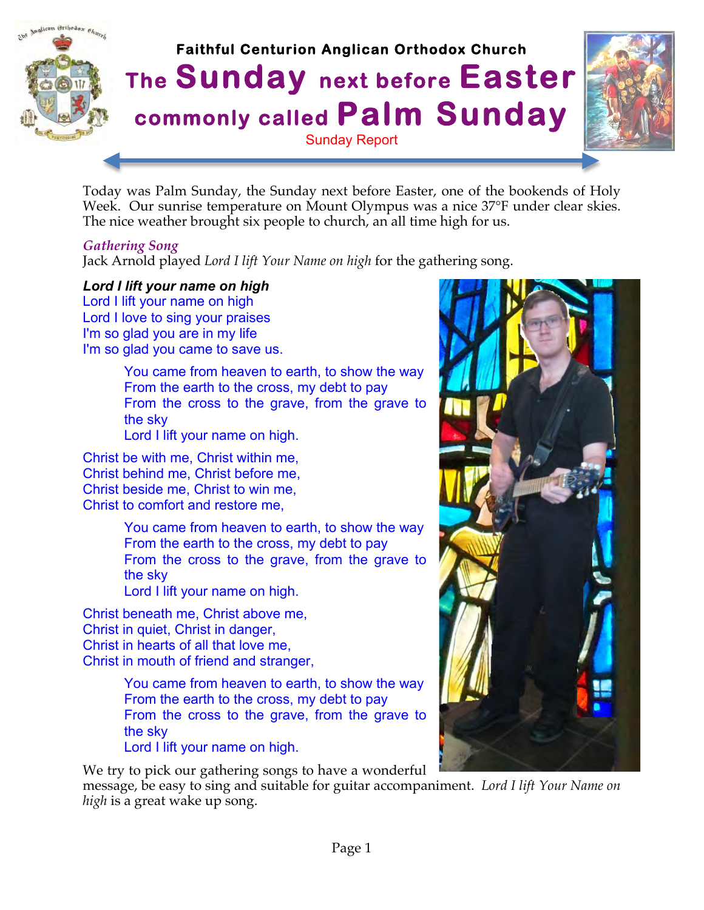**Faithful Centurion Anglican Orthodox Church**

# The Sunday next before Easter commonly called Palm Sunday

Sunday Report

Today was Palm Sunday, the Sunday next before Easter, one of the bookends of Holy Week. Our sunrise temperature on Mount Olympus was a nice 37°F under clear skies. The nice weather brought six people to church, an all time high for us.

*Gathering Song*

Jack Arnold played *Lord I lift Your Name on high* for the gathering song.

***Lord I lift your name on high***

Lord I lift your name on high
Lord I love to sing your praises
I'm so glad you are in my life
I'm so glad you came to save us.

> You came from heaven to earth, to show the way
> From the earth to the cross, my debt to pay
> From the cross to the grave, from the grave to the sky
> Lord I lift your name on high.

Christ be with me, Christ within me,
Christ behind me, Christ before me,
Christ beside me, Christ to win me,
Christ to comfort and restore me,

> You came from heaven to earth, to show the way
> From the earth to the cross, my debt to pay
> From the cross to the grave, from the grave to the sky
> Lord I lift your name on high.

Christ beneath me, Christ above me,
Christ in quiet, Christ in danger,
Christ in hearts of all that love me,
Christ in mouth of friend and stranger,

> You came from heaven to earth, to show the way
> From the earth to the cross, my debt to pay
> From the cross to the grave, from the grave to the sky
> Lord I lift your name on high.

We try to pick our gathering songs to have a wonderful message, be easy to sing and suitable for guitar accompaniment. *Lord I lift Your Name on high* is a great wake up song.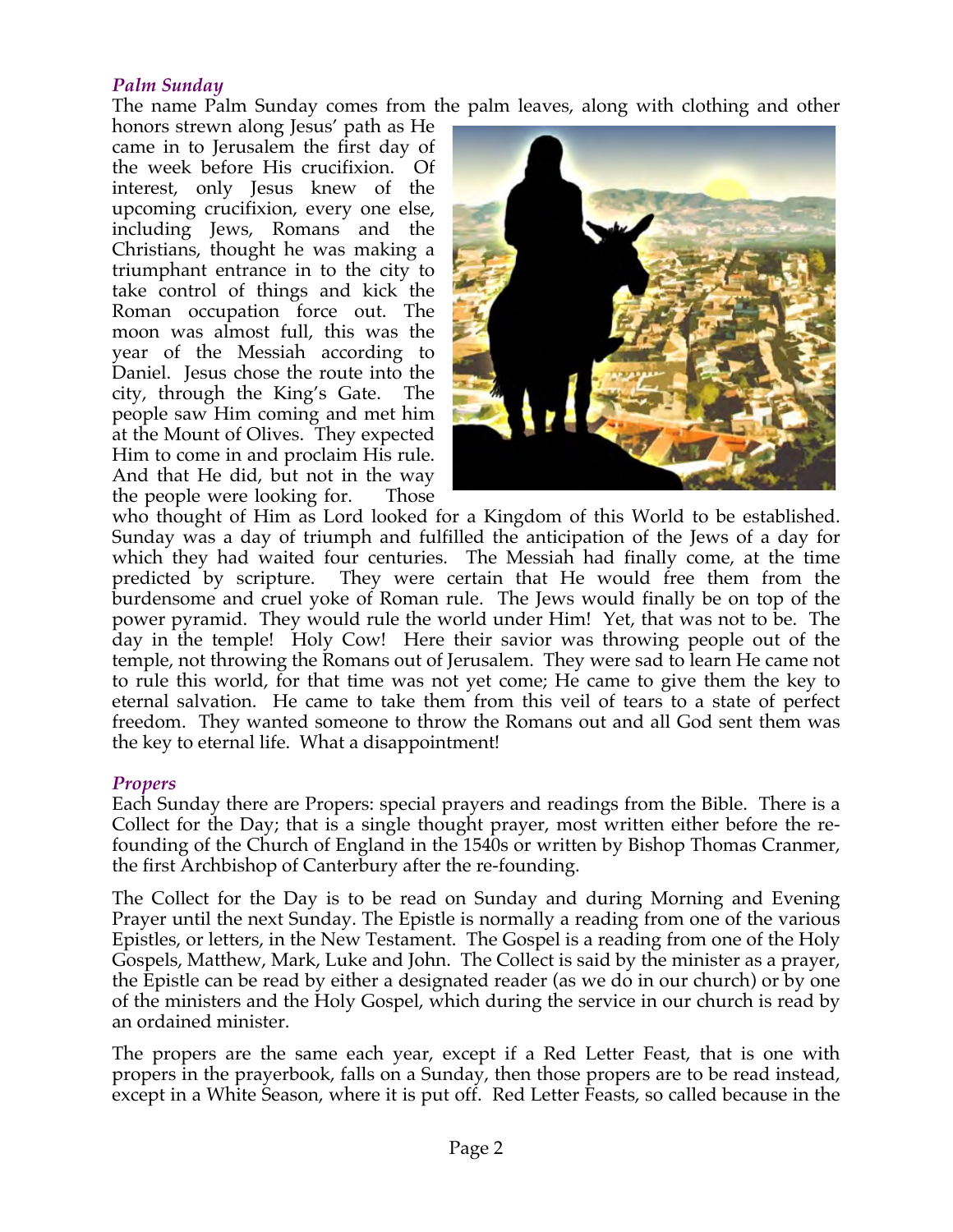### *Palm Sunday*

The name Palm Sunday comes from the palm leaves, along with clothing and other honors strewn along Jesus' path as He came in to Jerusalem the first day of the week before His crucifixion. Of interest, only Jesus knew of the upcoming crucifixion, every one else, including Jews, Romans and the Christians, thought he was making a triumphant entrance in to the city to take control of things and kick the Roman occupation force out. The moon was almost full, this was the year of the Messiah according to Daniel. Jesus chose the route into the city, through the King's Gate. The people saw Him coming and met him at the Mount of Olives. They expected Him to come in and proclaim His rule. And that He did, but not in the way the people were looking for. Those who thought of Him as Lord looked for a Kingdom of this World to be established. Sunday was a day of triumph and fulfilled the anticipation of the Jews of a day for which they had waited four centuries. The Messiah had finally come, at the time predicted by scripture. They were certain that He would free them from the burdensome and cruel yoke of Roman rule. The Jews would finally be on top of the power pyramid. They would rule the world under Him! Yet, that was not to be. The day in the temple! Holy Cow! Here their savior was throwing people out of the temple, not throwing the Romans out of Jerusalem. They were sad to learn He came not to rule this world, for that time was not yet come; He came to give them the key to eternal salvation. He came to take them from this veil of tears to a state of perfect freedom. They wanted someone to throw the Romans out and all God sent them was the key to eternal life. What a disappointment!

### *Propers*

Each Sunday there are Propers: special prayers and readings from the Bible. There is a Collect for the Day; that is a single thought prayer, most written either before the re-founding of the Church of England in the 1540s or written by Bishop Thomas Cranmer, the first Archbishop of Canterbury after the re-founding.

The Collect for the Day is to be read on Sunday and during Morning and Evening Prayer until the next Sunday. The Epistle is normally a reading from one of the various Epistles, or letters, in the New Testament. The Gospel is a reading from one of the Holy Gospels, Matthew, Mark, Luke and John. The Collect is said by the minister as a prayer, the Epistle can be read by either a designated reader (as we do in our church) or by one of the ministers and the Holy Gospel, which during the service in our church is read by an ordained minister.

The propers are the same each year, except if a Red Letter Feast, that is one with propers in the prayerbook, falls on a Sunday, then those propers are to be read instead, except in a White Season, where it is put off. Red Letter Feasts, so called because in the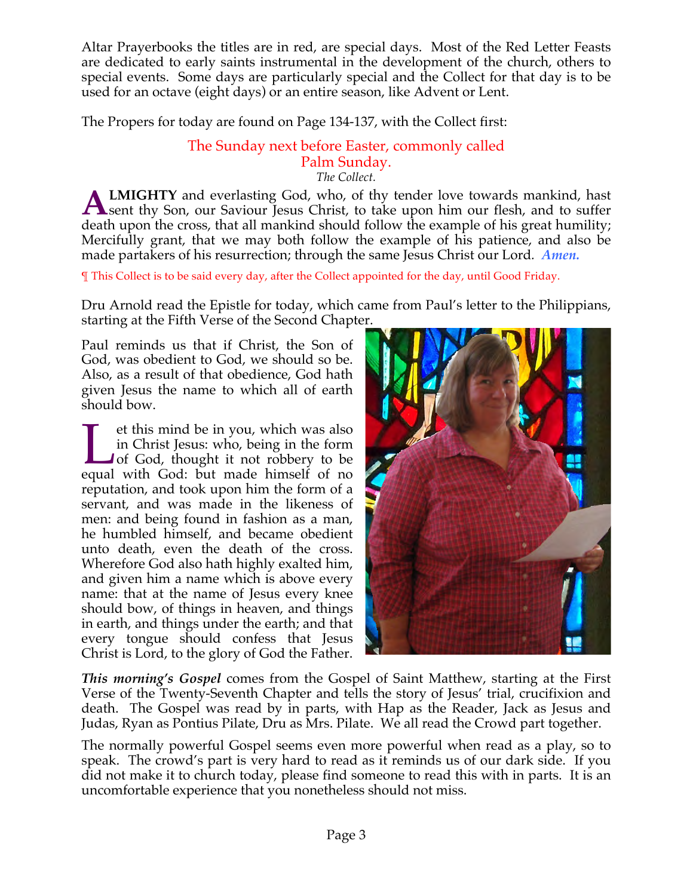Altar Prayerbooks the titles are in red, are special days. Most of the Red Letter Feasts are dedicated to early saints instrumental in the development of the church, others to special events. Some days are particularly special and the Collect for that day is to be used for an octave (eight days) or an entire season, like Advent or Lent.

The Propers for today are found on Page 134-137, with the Collect first:

### The Sunday next before Easter, commonly called Palm Sunday.

*The Collect.*

**ALMIGHTY** and everlasting God, who, of thy tender love towards mankind, hast sent thy Son, our Saviour Jesus Christ, to take upon him our flesh, and to suffer death upon the cross, that all mankind should follow the example of his great humility; Mercifully grant, that we may both follow the example of his patience, and also be made partakers of his resurrection; through the same Jesus Christ our Lord. ***Amen.***

¶ This Collect is to be said every day, after the Collect appointed for the day, until Good Friday.

Dru Arnold read the Epistle for today, which came from Paul's letter to the Philippians, starting at the Fifth Verse of the Second Chapter.

Paul reminds us that if Christ, the Son of God, was obedient to God, we should so be. Also, as a result of that obedience, God hath given Jesus the name to which all of earth should bow.

Let this mind be in you, which was also in Christ Jesus: who, being in the form of God, thought it not robbery to be equal with God: but made himself of no reputation, and took upon him the form of a servant, and was made in the likeness of men: and being found in fashion as a man, he humbled himself, and became obedient unto death, even the death of the cross. Wherefore God also hath highly exalted him, and given him a name which is above every name: that at the name of Jesus every knee should bow, of things in heaven, and things in earth, and things under the earth; and that every tongue should confess that Jesus Christ is Lord, to the glory of God the Father.

***This morning's Gospel*** comes from the Gospel of Saint Matthew, starting at the First Verse of the Twenty-Seventh Chapter and tells the story of Jesus' trial, crucifixion and death. The Gospel was read by in parts, with Hap as the Reader, Jack as Jesus and Judas, Ryan as Pontius Pilate, Dru as Mrs. Pilate. We all read the Crowd part together.

The normally powerful Gospel seems even more powerful when read as a play, so to speak. The crowd's part is very hard to read as it reminds us of our dark side. If you did not make it to church today, please find someone to read this with in parts. It is an uncomfortable experience that you nonetheless should not miss.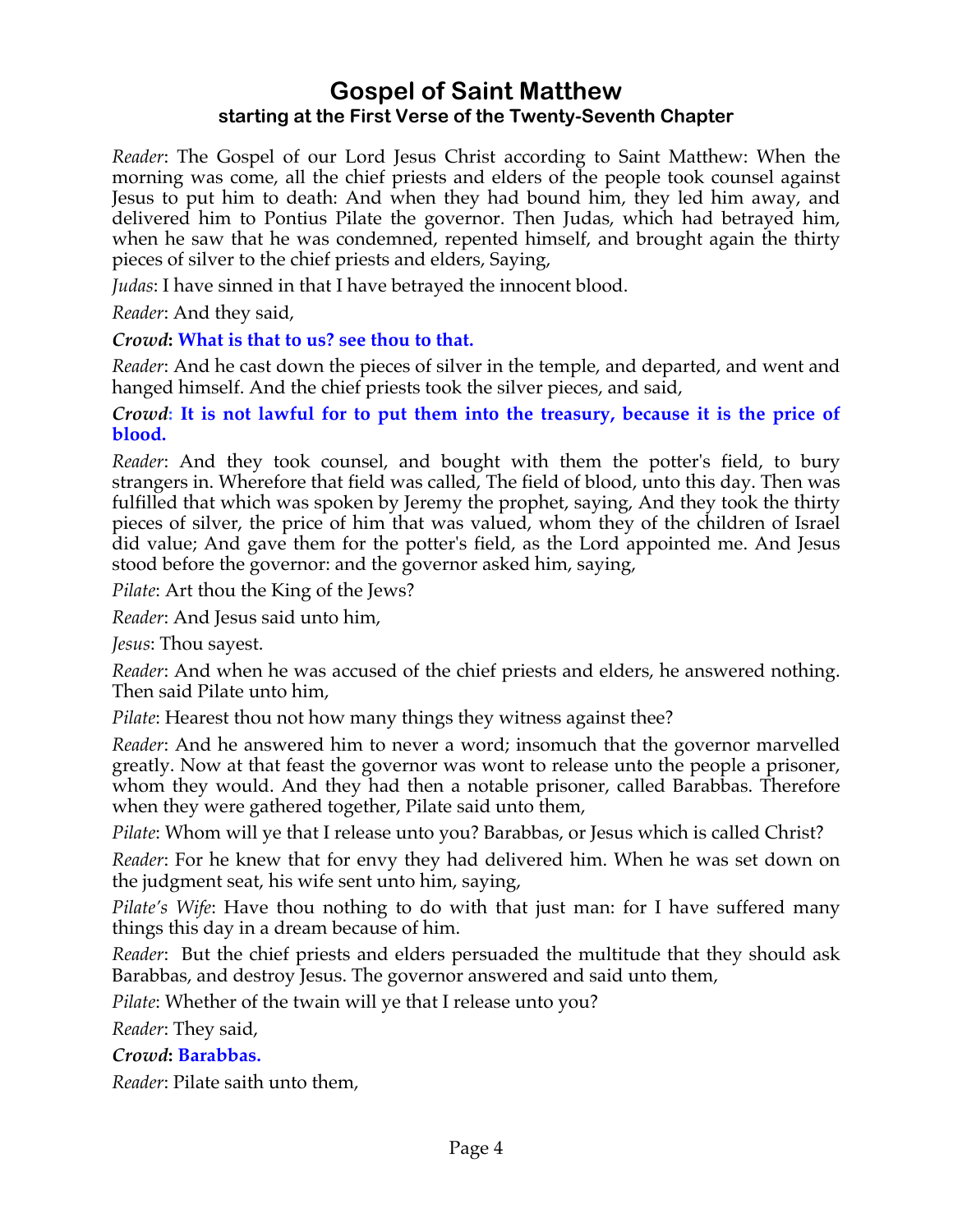# Gospel of Saint Matthew
## starting at the First Verse of the Twenty-Seventh Chapter

*Reader*: The Gospel of our Lord Jesus Christ according to Saint Matthew: When the morning was come, all the chief priests and elders of the people took counsel against Jesus to put him to death: And when they had bound him, they led him away, and delivered him to Pontius Pilate the governor. Then Judas, which had betrayed him, when he saw that he was condemned, repented himself, and brought again the thirty pieces of silver to the chief priests and elders, Saying,

*Judas*: I have sinned in that I have betrayed the innocent blood.

*Reader*: And they said,

***Crowd*: What is that to us? see thou to that.**

*Reader*: And he cast down the pieces of silver in the temple, and departed, and went and hanged himself. And the chief priests took the silver pieces, and said,

***Crowd*: It is not lawful for to put them into the treasury, because it is the price of blood.**

*Reader*: And they took counsel, and bought with them the potter's field, to bury strangers in. Wherefore that field was called, The field of blood, unto this day. Then was fulfilled that which was spoken by Jeremy the prophet, saying, And they took the thirty pieces of silver, the price of him that was valued, whom they of the children of Israel did value; And gave them for the potter's field, as the Lord appointed me. And Jesus stood before the governor: and the governor asked him, saying,

*Pilate*: Art thou the King of the Jews?

*Reader*: And Jesus said unto him,

*Jesus*: Thou sayest.

*Reader*: And when he was accused of the chief priests and elders, he answered nothing. Then said Pilate unto him,

*Pilate*: Hearest thou not how many things they witness against thee?

*Reader*: And he answered him to never a word; insomuch that the governor marvelled greatly. Now at that feast the governor was wont to release unto the people a prisoner, whom they would. And they had then a notable prisoner, called Barabbas. Therefore when they were gathered together, Pilate said unto them,

*Pilate*: Whom will ye that I release unto you? Barabbas, or Jesus which is called Christ?

*Reader*: For he knew that for envy they had delivered him. When he was set down on the judgment seat, his wife sent unto him, saying,

*Pilate's Wife*: Have thou nothing to do with that just man: for I have suffered many things this day in a dream because of him.

*Reader*: But the chief priests and elders persuaded the multitude that they should ask Barabbas, and destroy Jesus. The governor answered and said unto them,

*Pilate*: Whether of the twain will ye that I release unto you?

*Reader*: They said,

***Crowd*: Barabbas.**

*Reader*: Pilate saith unto them,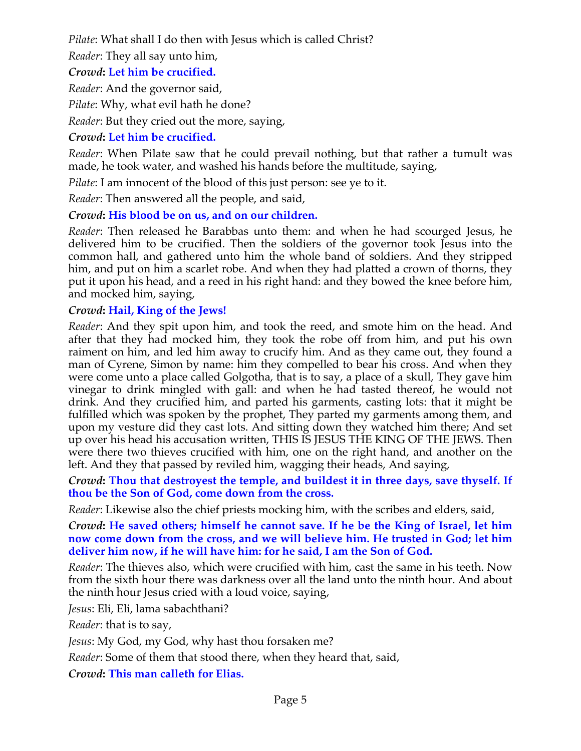*Pilate*: What shall I do then with Jesus which is called Christ?

*Reader*: They all say unto him,

***Crowd*: Let him be crucified.**

*Reader*: And the governor said,

*Pilate*: Why, what evil hath he done?

*Reader*: But they cried out the more, saying,

***Crowd*: Let him be crucified.**

*Reader*: When Pilate saw that he could prevail nothing, but that rather a tumult was made, he took water, and washed his hands before the multitude, saying,

*Pilate*: I am innocent of the blood of this just person: see ye to it.

*Reader*: Then answered all the people, and said,

***Crowd*: His blood be on us, and on our children.**

*Reader*: Then released he Barabbas unto them: and when he had scourged Jesus, he delivered him to be crucified. Then the soldiers of the governor took Jesus into the common hall, and gathered unto him the whole band of soldiers. And they stripped him, and put on him a scarlet robe. And when they had platted a crown of thorns, they put it upon his head, and a reed in his right hand: and they bowed the knee before him, and mocked him, saying,

***Crowd*: Hail, King of the Jews!**

*Reader*: And they spit upon him, and took the reed, and smote him on the head. And after that they had mocked him, they took the robe off from him, and put his own raiment on him, and led him away to crucify him. And as they came out, they found a man of Cyrene, Simon by name: him they compelled to bear his cross. And when they were come unto a place called Golgotha, that is to say, a place of a skull, They gave him vinegar to drink mingled with gall: and when he had tasted thereof, he would not drink. And they crucified him, and parted his garments, casting lots: that it might be fulfilled which was spoken by the prophet, They parted my garments among them, and upon my vesture did they cast lots. And sitting down they watched him there; And set up over his head his accusation written, THIS IS JESUS THE KING OF THE JEWS. Then were there two thieves crucified with him, one on the right hand, and another on the left. And they that passed by reviled him, wagging their heads, And saying,

***Crowd*: Thou that destroyest the temple, and buildest it in three days, save thyself. If thou be the Son of God, come down from the cross.**

*Reader*: Likewise also the chief priests mocking him, with the scribes and elders, said,

***Crowd*: He saved others; himself he cannot save. If he be the King of Israel, let him now come down from the cross, and we will believe him. He trusted in God; let him deliver him now, if he will have him: for he said, I am the Son of God.**

*Reader*: The thieves also, which were crucified with him, cast the same in his teeth. Now from the sixth hour there was darkness over all the land unto the ninth hour. And about the ninth hour Jesus cried with a loud voice, saying,

*Jesus*: Eli, Eli, lama sabachthani?

*Reader*: that is to say,

*Jesus*: My God, my God, why hast thou forsaken me?

*Reader*: Some of them that stood there, when they heard that, said,

***Crowd*: This man calleth for Elias.**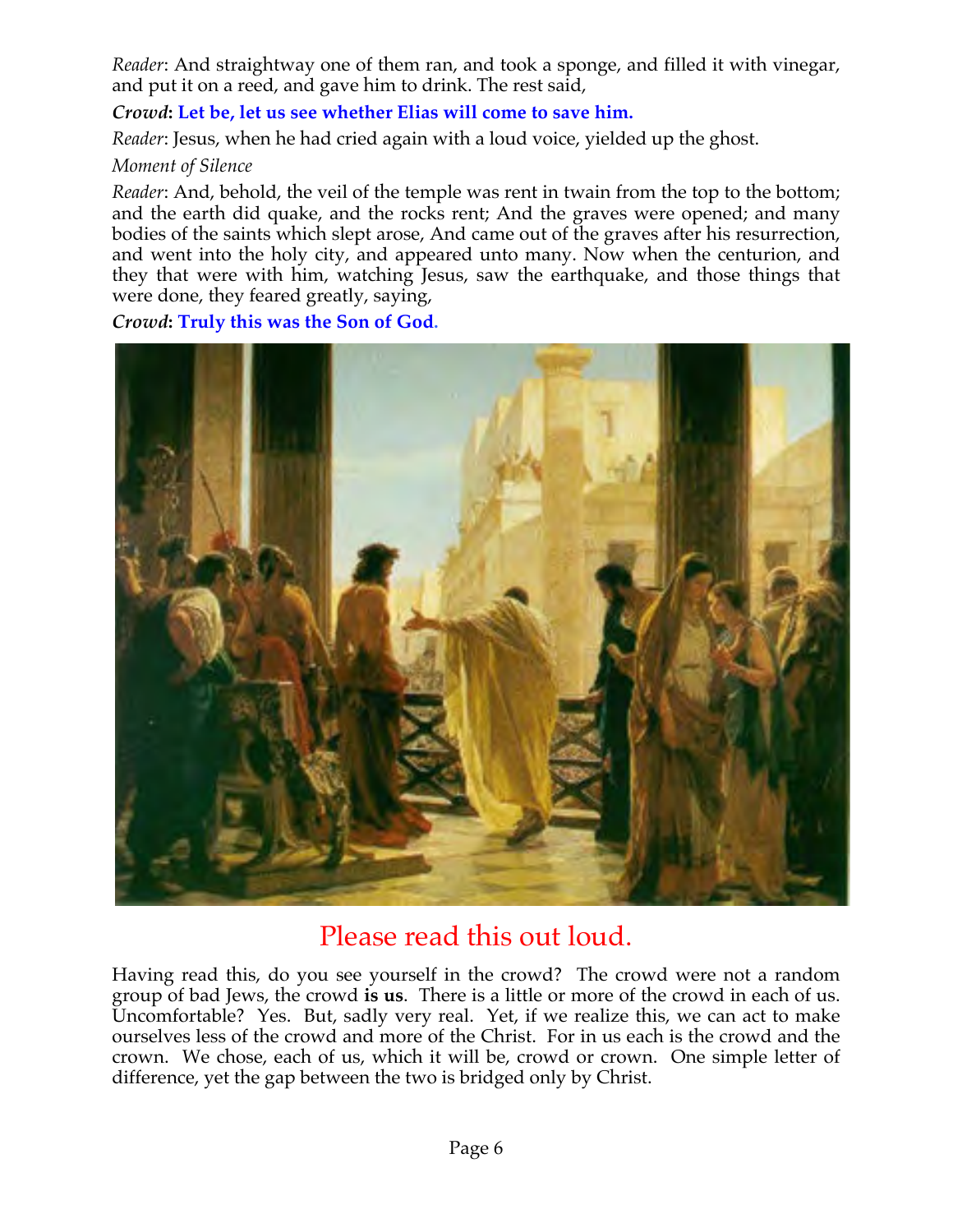*Reader*: And straightway one of them ran, and took a sponge, and filled it with vinegar, and put it on a reed, and gave him to drink. The rest said,

***Crowd*: Let be, let us see whether Elias will come to save him.**

*Reader*: Jesus, when he had cried again with a loud voice, yielded up the ghost.

*Moment of Silence*

*Reader*: And, behold, the veil of the temple was rent in twain from the top to the bottom; and the earth did quake, and the rocks rent; And the graves were opened; and many bodies of the saints which slept arose, And came out of the graves after his resurrection, and went into the holy city, and appeared unto many. Now when the centurion, and they that were with him, watching Jesus, saw the earthquake, and those things that were done, they feared greatly, saying,

***Crowd*: Truly this was the Son of God.**

## Please read this out loud.

Having read this, do you see yourself in the crowd? The crowd were not a random group of bad Jews, the crowd **is us**. There is a little or more of the crowd in each of us. Uncomfortable? Yes. But, sadly very real. Yet, if we realize this, we can act to make ourselves less of the crowd and more of the Christ. For in us each is the crowd and the crown. We chose, each of us, which it will be, crowd or crown. One simple letter of difference, yet the gap between the two is bridged only by Christ.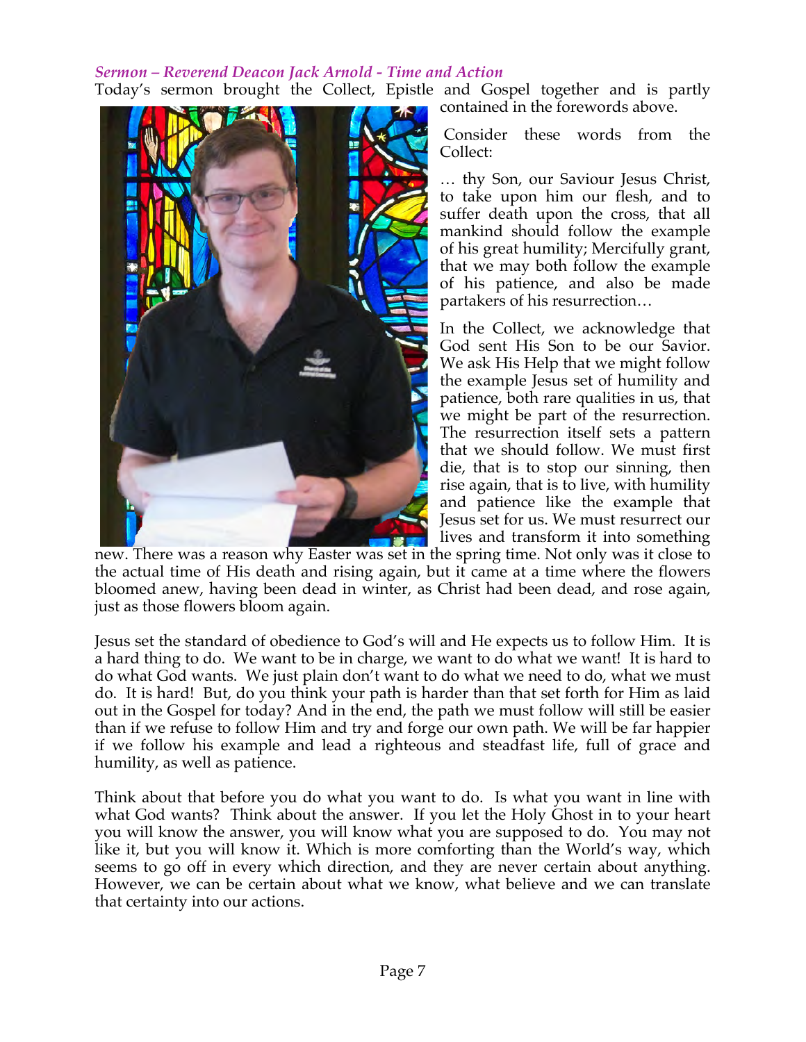*Sermon – Reverend Deacon Jack Arnold - Time and Action*

Today's sermon brought the Collect, Epistle and Gospel together and is partly contained in the forewords above.

Consider these words from the Collect:

… thy Son, our Saviour Jesus Christ, to take upon him our flesh, and to suffer death upon the cross, that all mankind should follow the example of his great humility; Mercifully grant, that we may both follow the example of his patience, and also be made partakers of his resurrection…

In the Collect, we acknowledge that God sent His Son to be our Savior. We ask His Help that we might follow the example Jesus set of humility and patience, both rare qualities in us, that we might be part of the resurrection. The resurrection itself sets a pattern that we should follow. We must first die, that is to stop our sinning, then rise again, that is to live, with humility and patience like the example that Jesus set for us. We must resurrect our lives and transform it into something new. There was a reason why Easter was set in the spring time. Not only was it close to the actual time of His death and rising again, but it came at a time where the flowers bloomed anew, having been dead in winter, as Christ had been dead, and rose again, just as those flowers bloom again.

Jesus set the standard of obedience to God's will and He expects us to follow Him. It is a hard thing to do. We want to be in charge, we want to do what we want! It is hard to do what God wants. We just plain don't want to do what we need to do, what we must do. It is hard! But, do you think your path is harder than that set forth for Him as laid out in the Gospel for today? And in the end, the path we must follow will still be easier than if we refuse to follow Him and try and forge our own path. We will be far happier if we follow his example and lead a righteous and steadfast life, full of grace and humility, as well as patience.

Think about that before you do what you want to do. Is what you want in line with what God wants? Think about the answer. If you let the Holy Ghost in to your heart you will know the answer, you will know what you are supposed to do. You may not like it, but you will know it. Which is more comforting than the World's way, which seems to go off in every which direction, and they are never certain about anything. However, we can be certain about what we know, what believe and we can translate that certainty into our actions.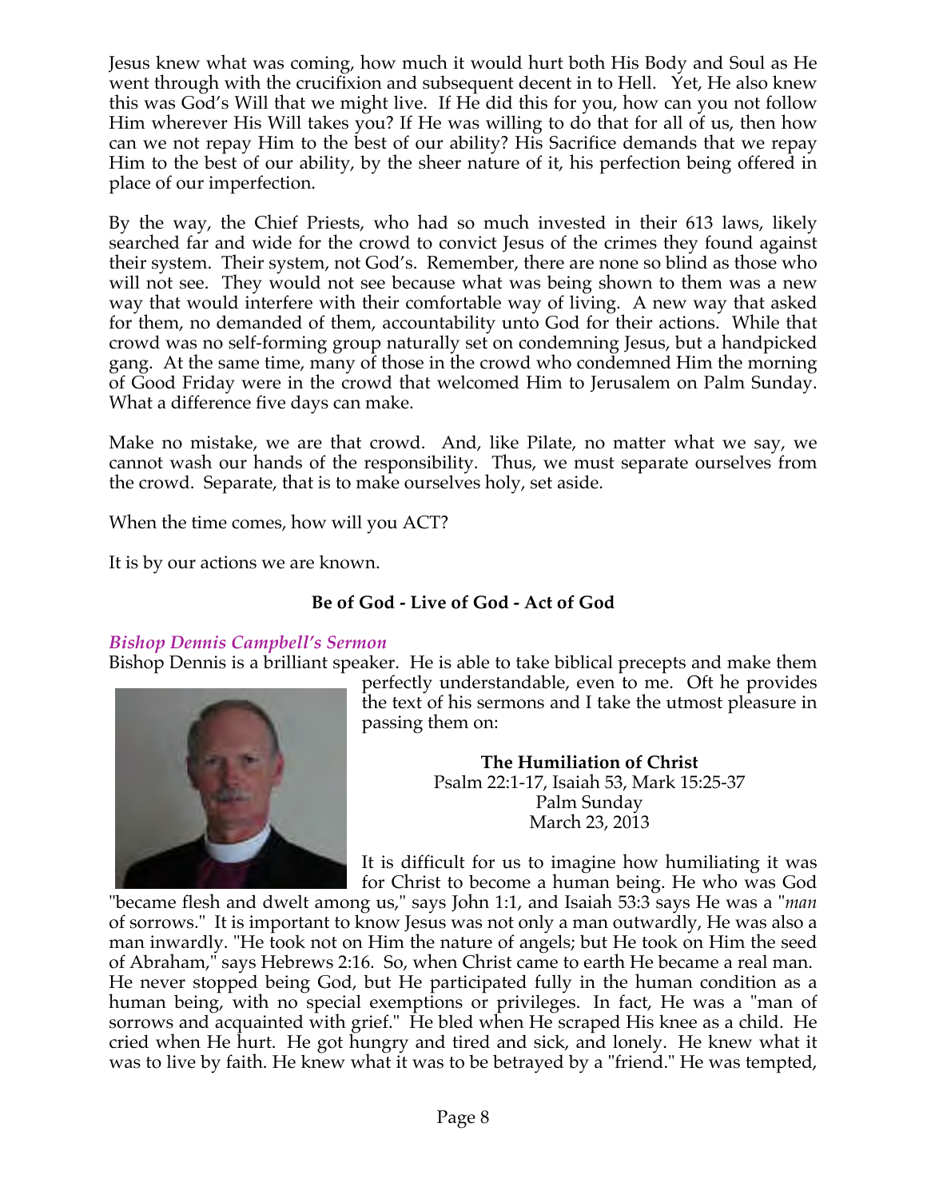Jesus knew what was coming, how much it would hurt both His Body and Soul as He went through with the crucifixion and subsequent decent in to Hell. Yet, He also knew this was God's Will that we might live. If He did this for you, how can you not follow Him wherever His Will takes you? If He was willing to do that for all of us, then how can we not repay Him to the best of our ability? His Sacrifice demands that we repay Him to the best of our ability, by the sheer nature of it, his perfection being offered in place of our imperfection.

By the way, the Chief Priests, who had so much invested in their 613 laws, likely searched far and wide for the crowd to convict Jesus of the crimes they found against their system. Their system, not God's. Remember, there are none so blind as those who will not see. They would not see because what was being shown to them was a new way that would interfere with their comfortable way of living. A new way that asked for them, no demanded of them, accountability unto God for their actions. While that crowd was no self-forming group naturally set on condemning Jesus, but a handpicked gang. At the same time, many of those in the crowd who condemned Him the morning of Good Friday were in the crowd that welcomed Him to Jerusalem on Palm Sunday. What a difference five days can make.

Make no mistake, we are that crowd. And, like Pilate, no matter what we say, we cannot wash our hands of the responsibility. Thus, we must separate ourselves from the crowd. Separate, that is to make ourselves holy, set aside.

When the time comes, how will you ACT?

It is by our actions we are known.

**Be of God - Live of God - Act of God**

### *Bishop Dennis Campbell's Sermon*

Bishop Dennis is a brilliant speaker. He is able to take biblical precepts and make them perfectly understandable, even to me. Oft he provides the text of his sermons and I take the utmost pleasure in passing them on:

**The Humiliation of Christ**
Psalm 22:1-17, Isaiah 53, Mark 15:25-37
Palm Sunday
March 23, 2013

It is difficult for us to imagine how humiliating it was for Christ to become a human being. He who was God "became flesh and dwelt among us," says John 1:1, and Isaiah 53:3 says He was a "*man* of sorrows." It is important to know Jesus was not only a man outwardly, He was also a man inwardly. "He took not on Him the nature of angels; but He took on Him the seed of Abraham," says Hebrews 2:16. So, when Christ came to earth He became a real man. He never stopped being God, but He participated fully in the human condition as a human being, with no special exemptions or privileges. In fact, He was a "man of sorrows and acquainted with grief." He bled when He scraped His knee as a child. He cried when He hurt. He got hungry and tired and sick, and lonely. He knew what it was to live by faith. He knew what it was to be betrayed by a "friend." He was tempted,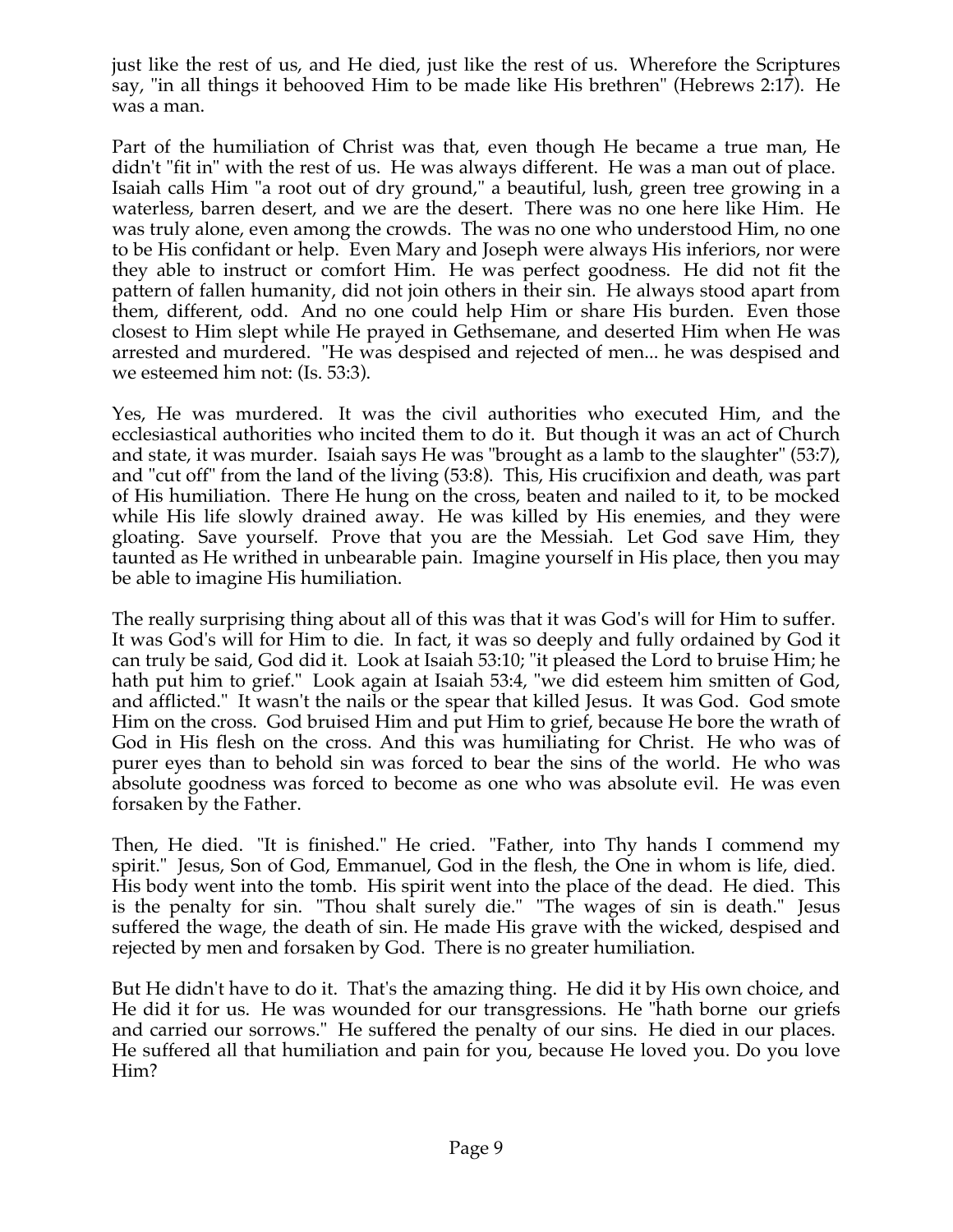just like the rest of us, and He died, just like the rest of us. Wherefore the Scriptures say, "in all things it behooved Him to be made like His brethren" (Hebrews 2:17). He was a man.

Part of the humiliation of Christ was that, even though He became a true man, He didn't "fit in" with the rest of us. He was always different. He was a man out of place. Isaiah calls Him "a root out of dry ground," a beautiful, lush, green tree growing in a waterless, barren desert, and we are the desert. There was no one here like Him. He was truly alone, even among the crowds. The was no one who understood Him, no one to be His confidant or help. Even Mary and Joseph were always His inferiors, nor were they able to instruct or comfort Him. He was perfect goodness. He did not fit the pattern of fallen humanity, did not join others in their sin. He always stood apart from them, different, odd. And no one could help Him or share His burden. Even those closest to Him slept while He prayed in Gethsemane, and deserted Him when He was arrested and murdered. "He was despised and rejected of men... he was despised and we esteemed him not: (Is. 53:3).

Yes, He was murdered. It was the civil authorities who executed Him, and the ecclesiastical authorities who incited them to do it. But though it was an act of Church and state, it was murder. Isaiah says He was "brought as a lamb to the slaughter" (53:7), and "cut off" from the land of the living (53:8). This, His crucifixion and death, was part of His humiliation. There He hung on the cross, beaten and nailed to it, to be mocked while His life slowly drained away. He was killed by His enemies, and they were gloating. Save yourself. Prove that you are the Messiah. Let God save Him, they taunted as He writhed in unbearable pain. Imagine yourself in His place, then you may be able to imagine His humiliation.

The really surprising thing about all of this was that it was God's will for Him to suffer. It was God's will for Him to die. In fact, it was so deeply and fully ordained by God it can truly be said, God did it. Look at Isaiah 53:10; "it pleased the Lord to bruise Him; he hath put him to grief." Look again at Isaiah 53:4, "we did esteem him smitten of God, and afflicted." It wasn't the nails or the spear that killed Jesus. It was God. God smote Him on the cross. God bruised Him and put Him to grief, because He bore the wrath of God in His flesh on the cross. And this was humiliating for Christ. He who was of purer eyes than to behold sin was forced to bear the sins of the world. He who was absolute goodness was forced to become as one who was absolute evil. He was even forsaken by the Father.

Then, He died. "It is finished." He cried. "Father, into Thy hands I commend my spirit." Jesus, Son of God, Emmanuel, God in the flesh, the One in whom is life, died. His body went into the tomb. His spirit went into the place of the dead. He died. This is the penalty for sin. "Thou shalt surely die." "The wages of sin is death." Jesus suffered the wage, the death of sin. He made His grave with the wicked, despised and rejected by men and forsaken by God. There is no greater humiliation.

But He didn't have to do it. That's the amazing thing. He did it by His own choice, and He did it for us. He was wounded for our transgressions. He "hath borne our griefs and carried our sorrows." He suffered the penalty of our sins. He died in our places. He suffered all that humiliation and pain for you, because He loved you. Do you love Him?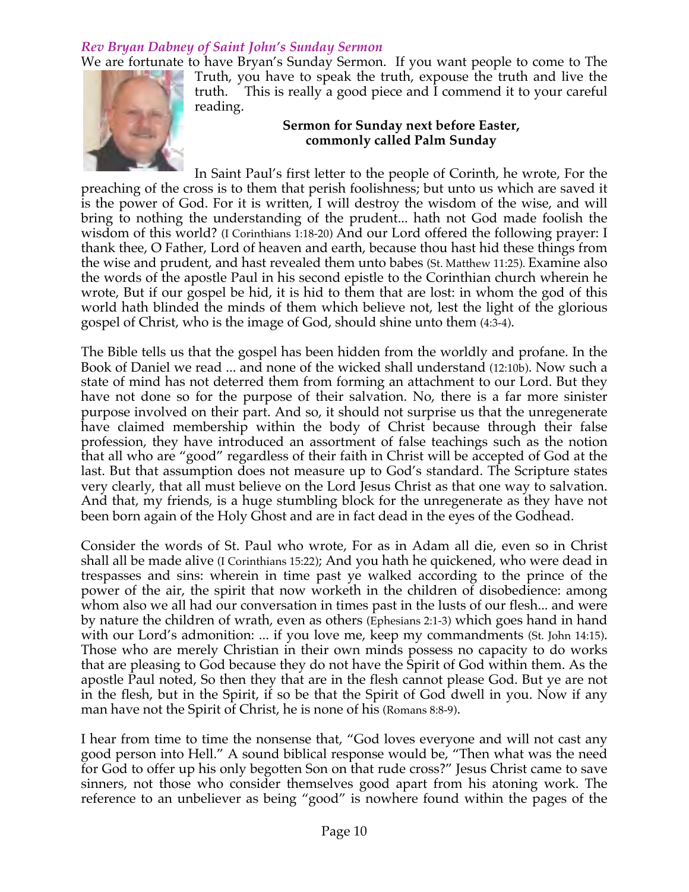### *Rev Bryan Dabney of Saint John's Sunday Sermon*

We are fortunate to have Bryan's Sunday Sermon. If you want people to come to The Truth, you have to speak the truth, expouse the truth and live the truth. This is really a good piece and I commend it to your careful reading.

**Sermon for Sunday next before Easter, commonly called Palm Sunday**

In Saint Paul's first letter to the people of Corinth, he wrote, For the preaching of the cross is to them that perish foolishness; but unto us which are saved it is the power of God. For it is written, I will destroy the wisdom of the wise, and will bring to nothing the understanding of the prudent... hath not God made foolish the wisdom of this world? (I Corinthians 1:18-20) And our Lord offered the following prayer: I thank thee, O Father, Lord of heaven and earth, because thou hast hid these things from the wise and prudent, and hast revealed them unto babes (St. Matthew 11:25). Examine also the words of the apostle Paul in his second epistle to the Corinthian church wherein he wrote, But if our gospel be hid, it is hid to them that are lost: in whom the god of this world hath blinded the minds of them which believe not, lest the light of the glorious gospel of Christ, who is the image of God, should shine unto them (4:3-4).

The Bible tells us that the gospel has been hidden from the worldly and profane. In the Book of Daniel we read ... and none of the wicked shall understand (12:10b). Now such a state of mind has not deterred them from forming an attachment to our Lord. But they have not done so for the purpose of their salvation. No, there is a far more sinister purpose involved on their part. And so, it should not surprise us that the unregenerate have claimed membership within the body of Christ because through their false profession, they have introduced an assortment of false teachings such as the notion that all who are "good" regardless of their faith in Christ will be accepted of God at the last. But that assumption does not measure up to God's standard. The Scripture states very clearly, that all must believe on the Lord Jesus Christ as that one way to salvation. And that, my friends, is a huge stumbling block for the unregenerate as they have not been born again of the Holy Ghost and are in fact dead in the eyes of the Godhead.

Consider the words of St. Paul who wrote, For as in Adam all die, even so in Christ shall all be made alive (I Corinthians 15:22); And you hath he quickened, who were dead in trespasses and sins: wherein in time past ye walked according to the prince of the power of the air, the spirit that now worketh in the children of disobedience: among whom also we all had our conversation in times past in the lusts of our flesh... and were by nature the children of wrath, even as others (Ephesians 2:1-3) which goes hand in hand with our Lord's admonition: ... if you love me, keep my commandments (St. John 14:15). Those who are merely Christian in their own minds possess no capacity to do works that are pleasing to God because they do not have the Spirit of God within them. As the apostle Paul noted, So then they that are in the flesh cannot please God. But ye are not in the flesh, but in the Spirit, if so be that the Spirit of God dwell in you. Now if any man have not the Spirit of Christ, he is none of his (Romans 8:8-9).

I hear from time to time the nonsense that, "God loves everyone and will not cast any good person into Hell." A sound biblical response would be, "Then what was the need for God to offer up his only begotten Son on that rude cross?" Jesus Christ came to save sinners, not those who consider themselves good apart from his atoning work. The reference to an unbeliever as being "good" is nowhere found within the pages of the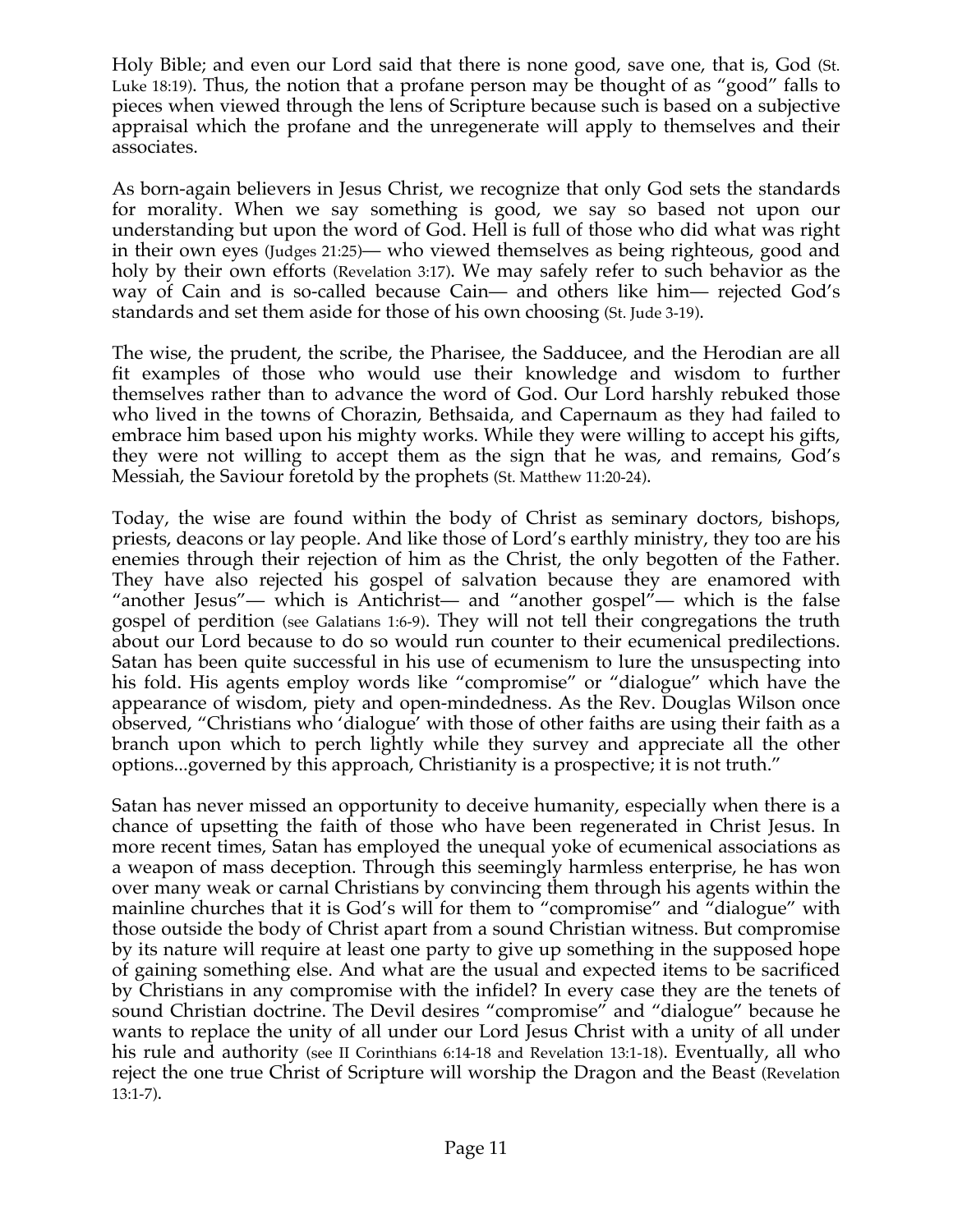Holy Bible; and even our Lord said that there is none good, save one, that is, God (St. Luke 18:19). Thus, the notion that a profane person may be thought of as "good" falls to pieces when viewed through the lens of Scripture because such is based on a subjective appraisal which the profane and the unregenerate will apply to themselves and their associates.

As born-again believers in Jesus Christ, we recognize that only God sets the standards for morality. When we say something is good, we say so based not upon our understanding but upon the word of God. Hell is full of those who did what was right in their own eyes (Judges 21:25)— who viewed themselves as being righteous, good and holy by their own efforts (Revelation 3:17). We may safely refer to such behavior as the way of Cain and is so-called because Cain— and others like him— rejected God's standards and set them aside for those of his own choosing (St. Jude 3-19).

The wise, the prudent, the scribe, the Pharisee, the Sadducee, and the Herodian are all fit examples of those who would use their knowledge and wisdom to further themselves rather than to advance the word of God. Our Lord harshly rebuked those who lived in the towns of Chorazin, Bethsaida, and Capernaum as they had failed to embrace him based upon his mighty works. While they were willing to accept his gifts, they were not willing to accept them as the sign that he was, and remains, God's Messiah, the Saviour foretold by the prophets (St. Matthew 11:20-24).

Today, the wise are found within the body of Christ as seminary doctors, bishops, priests, deacons or lay people. And like those of Lord's earthly ministry, they too are his enemies through their rejection of him as the Christ, the only begotten of the Father. They have also rejected his gospel of salvation because they are enamored with "another Jesus"— which is Antichrist— and "another gospel"— which is the false gospel of perdition (see Galatians 1:6-9). They will not tell their congregations the truth about our Lord because to do so would run counter to their ecumenical predilections. Satan has been quite successful in his use of ecumenism to lure the unsuspecting into his fold. His agents employ words like "compromise" or "dialogue" which have the appearance of wisdom, piety and open-mindedness. As the Rev. Douglas Wilson once observed, "Christians who 'dialogue' with those of other faiths are using their faith as a branch upon which to perch lightly while they survey and appreciate all the other options...governed by this approach, Christianity is a prospective; it is not truth."

Satan has never missed an opportunity to deceive humanity, especially when there is a chance of upsetting the faith of those who have been regenerated in Christ Jesus. In more recent times, Satan has employed the unequal yoke of ecumenical associations as a weapon of mass deception. Through this seemingly harmless enterprise, he has won over many weak or carnal Christians by convincing them through his agents within the mainline churches that it is God's will for them to "compromise" and "dialogue" with those outside the body of Christ apart from a sound Christian witness. But compromise by its nature will require at least one party to give up something in the supposed hope of gaining something else. And what are the usual and expected items to be sacrificed by Christians in any compromise with the infidel? In every case they are the tenets of sound Christian doctrine. The Devil desires "compromise" and "dialogue" because he wants to replace the unity of all under our Lord Jesus Christ with a unity of all under his rule and authority (see II Corinthians 6:14-18 and Revelation 13:1-18). Eventually, all who reject the one true Christ of Scripture will worship the Dragon and the Beast (Revelation 13:1-7).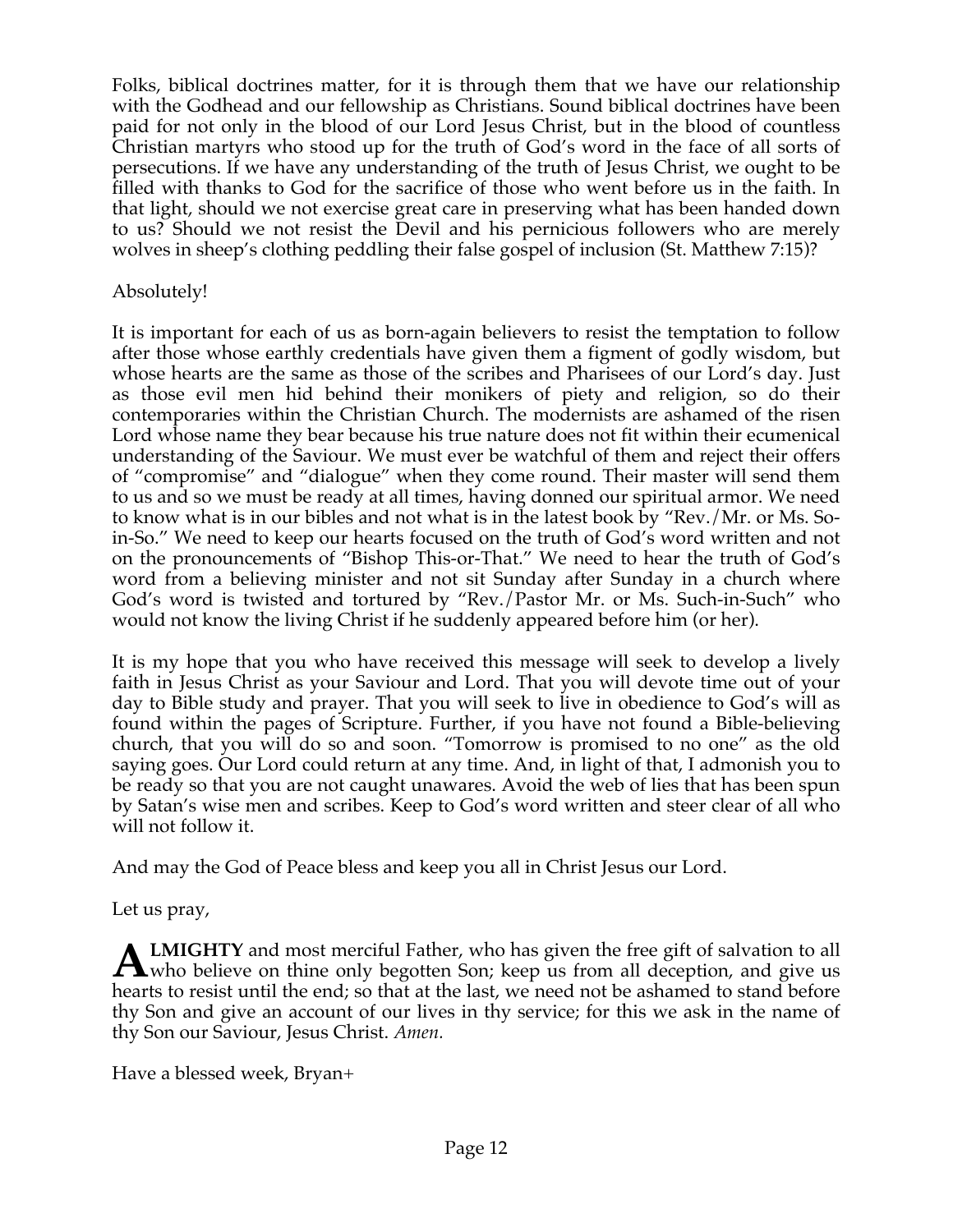Folks, biblical doctrines matter, for it is through them that we have our relationship with the Godhead and our fellowship as Christians. Sound biblical doctrines have been paid for not only in the blood of our Lord Jesus Christ, but in the blood of countless Christian martyrs who stood up for the truth of God's word in the face of all sorts of persecutions. If we have any understanding of the truth of Jesus Christ, we ought to be filled with thanks to God for the sacrifice of those who went before us in the faith. In that light, should we not exercise great care in preserving what has been handed down to us? Should we not resist the Devil and his pernicious followers who are merely wolves in sheep's clothing peddling their false gospel of inclusion (St. Matthew 7:15)?

Absolutely!

It is important for each of us as born-again believers to resist the temptation to follow after those whose earthly credentials have given them a figment of godly wisdom, but whose hearts are the same as those of the scribes and Pharisees of our Lord's day. Just as those evil men hid behind their monikers of piety and religion, so do their contemporaries within the Christian Church. The modernists are ashamed of the risen Lord whose name they bear because his true nature does not fit within their ecumenical understanding of the Saviour. We must ever be watchful of them and reject their offers of "compromise" and "dialogue" when they come round. Their master will send them to us and so we must be ready at all times, having donned our spiritual armor. We need to know what is in our bibles and not what is in the latest book by "Rev./Mr. or Ms. So-in-So." We need to keep our hearts focused on the truth of God's word written and not on the pronouncements of "Bishop This-or-That." We need to hear the truth of God's word from a believing minister and not sit Sunday after Sunday in a church where God's word is twisted and tortured by "Rev./Pastor Mr. or Ms. Such-in-Such" who would not know the living Christ if he suddenly appeared before him (or her).

It is my hope that you who have received this message will seek to develop a lively faith in Jesus Christ as your Saviour and Lord. That you will devote time out of your day to Bible study and prayer. That you will seek to live in obedience to God's will as found within the pages of Scripture. Further, if you have not found a Bible-believing church, that you will do so and soon. "Tomorrow is promised to no one" as the old saying goes. Our Lord could return at any time. And, in light of that, I admonish you to be ready so that you are not caught unawares. Avoid the web of lies that has been spun by Satan's wise men and scribes. Keep to God's word written and steer clear of all who will not follow it.

And may the God of Peace bless and keep you all in Christ Jesus our Lord.

Let us pray,

**ALMIGHTY** and most merciful Father, who has given the free gift of salvation to all who believe on thine only begotten Son; keep us from all deception, and give us hearts to resist until the end; so that at the last, we need not be ashamed to stand before thy Son and give an account of our lives in thy service; for this we ask in the name of thy Son our Saviour, Jesus Christ. *Amen.*

Have a blessed week, Bryan+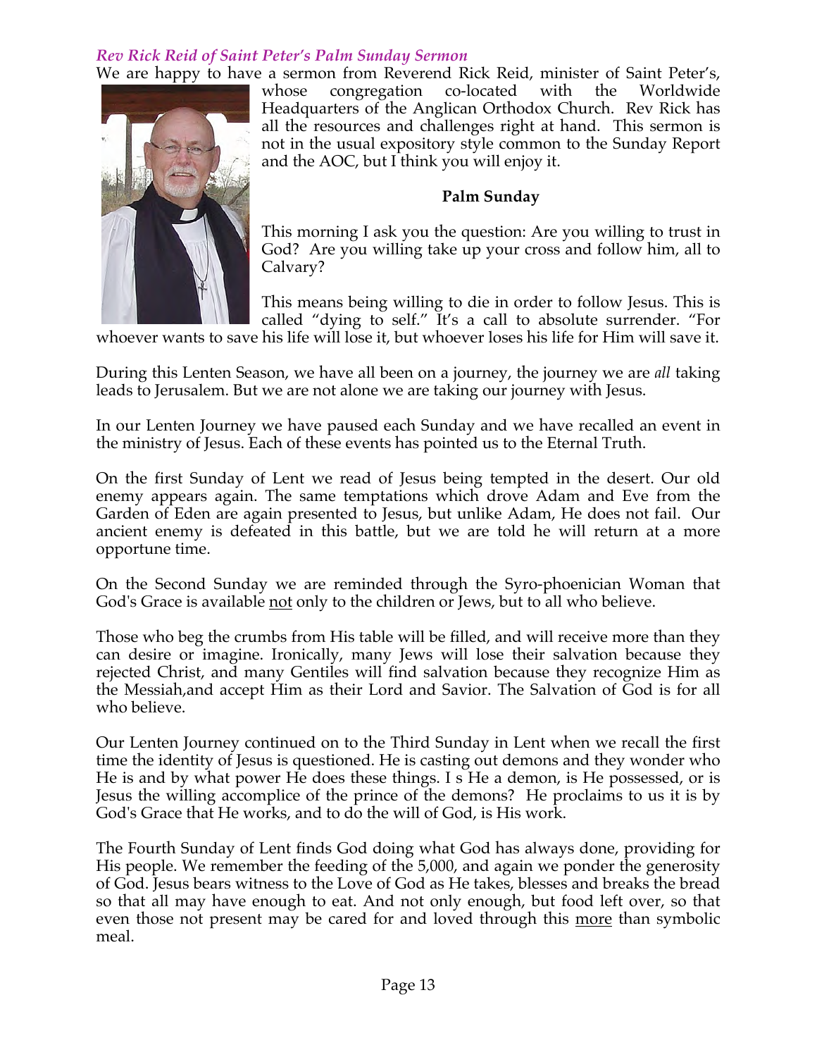### *Rev Rick Reid of Saint Peter's Palm Sunday Sermon*

We are happy to have a sermon from Reverend Rick Reid, minister of Saint Peter's, whose congregation co-located with the Worldwide Headquarters of the Anglican Orthodox Church. Rev Rick has all the resources and challenges right at hand. This sermon is not in the usual expository style common to the Sunday Report and the AOC, but I think you will enjoy it.

**Palm Sunday**

This morning I ask you the question: Are you willing to trust in God? Are you willing take up your cross and follow him, all to Calvary?

This means being willing to die in order to follow Jesus. This is called "dying to self." It's a call to absolute surrender. "For whoever wants to save his life will lose it, but whoever loses his life for Him will save it.

During this Lenten Season, we have all been on a journey, the journey we are *all* taking leads to Jerusalem. But we are not alone we are taking our journey with Jesus.

In our Lenten Journey we have paused each Sunday and we have recalled an event in the ministry of Jesus. Each of these events has pointed us to the Eternal Truth.

On the first Sunday of Lent we read of Jesus being tempted in the desert. Our old enemy appears again. The same temptations which drove Adam and Eve from the Garden of Eden are again presented to Jesus, but unlike Adam, He does not fail. Our ancient enemy is defeated in this battle, but we are told he will return at a more opportune time.

On the Second Sunday we are reminded through the Syro-phoenician Woman that God's Grace is available <u>not</u> only to the children or Jews, but to all who believe.

Those who beg the crumbs from His table will be filled, and will receive more than they can desire or imagine. Ironically, many Jews will lose their salvation because they rejected Christ, and many Gentiles will find salvation because they recognize Him as the Messiah,and accept Him as their Lord and Savior. The Salvation of God is for all who believe.

Our Lenten Journey continued on to the Third Sunday in Lent when we recall the first time the identity of Jesus is questioned. He is casting out demons and they wonder who He is and by what power He does these things. I s He a demon, is He possessed, or is Jesus the willing accomplice of the prince of the demons? He proclaims to us it is by God's Grace that He works, and to do the will of God, is His work.

The Fourth Sunday of Lent finds God doing what God has always done, providing for His people. We remember the feeding of the 5,000, and again we ponder the generosity of God. Jesus bears witness to the Love of God as He takes, blesses and breaks the bread so that all may have enough to eat. And not only enough, but food left over, so that even those not present may be cared for and loved through this <u>more</u> than symbolic meal.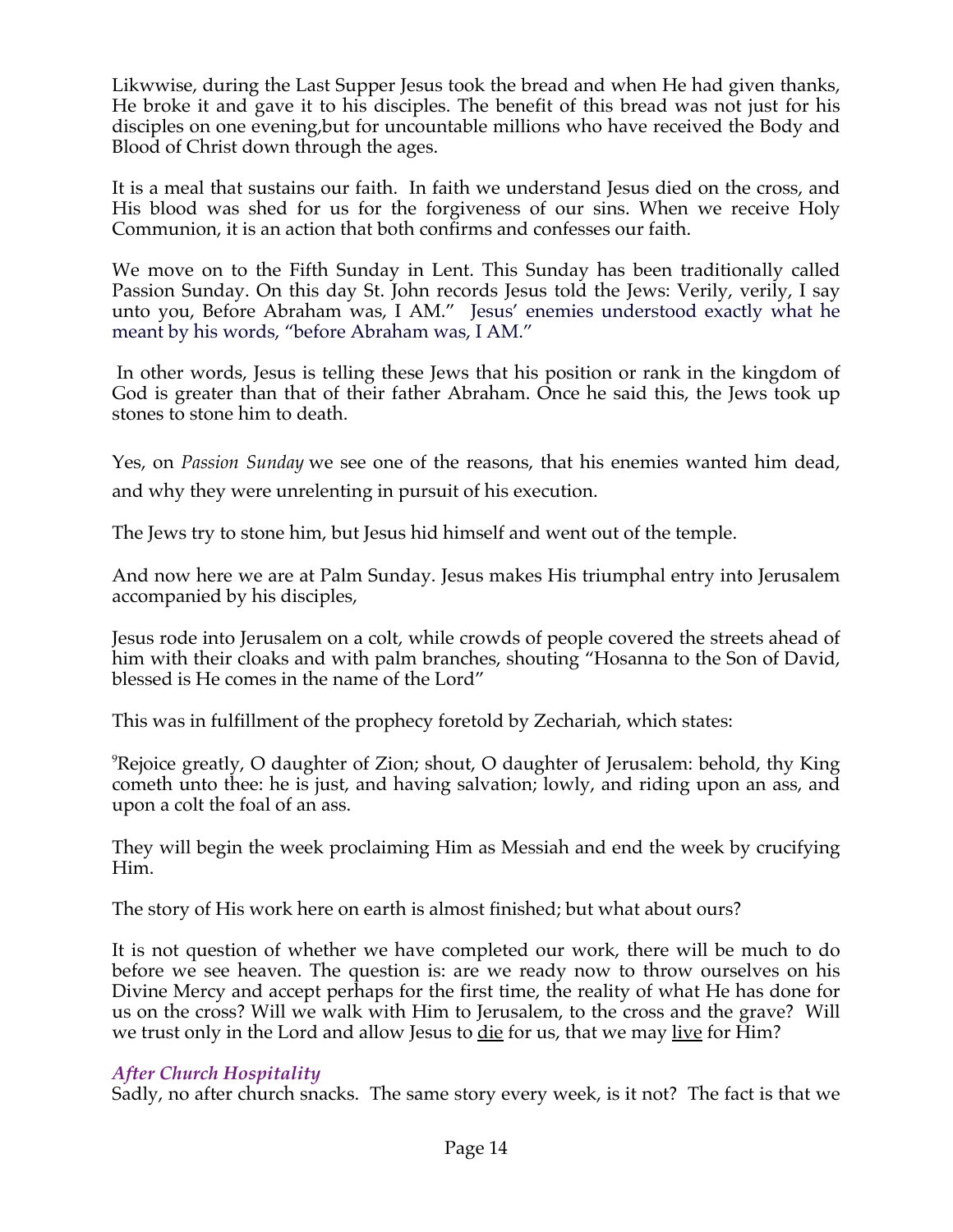Likwwise, during the Last Supper Jesus took the bread and when He had given thanks, He broke it and gave it to his disciples. The benefit of this bread was not just for his disciples on one evening,but for uncountable millions who have received the Body and Blood of Christ down through the ages.

It is a meal that sustains our faith. In faith we understand Jesus died on the cross, and His blood was shed for us for the forgiveness of our sins. When we receive Holy Communion, it is an action that both confirms and confesses our faith.

We move on to the Fifth Sunday in Lent. This Sunday has been traditionally called Passion Sunday. On this day St. John records Jesus told the Jews: Verily, verily, I say unto you, Before Abraham was, I AM." Jesus' enemies understood exactly what he meant by his words, "before Abraham was, I AM."

In other words, Jesus is telling these Jews that his position or rank in the kingdom of God is greater than that of their father Abraham. Once he said this, the Jews took up stones to stone him to death.

Yes, on *Passion Sunday* we see one of the reasons, that his enemies wanted him dead, and why they were unrelenting in pursuit of his execution.

The Jews try to stone him, but Jesus hid himself and went out of the temple.

And now here we are at Palm Sunday. Jesus makes His triumphal entry into Jerusalem accompanied by his disciples,

Jesus rode into Jerusalem on a colt, while crowds of people covered the streets ahead of him with their cloaks and with palm branches, shouting "Hosanna to the Son of David, blessed is He comes in the name of the Lord"

This was in fulfillment of the prophecy foretold by Zechariah, which states:

[9]Rejoice greatly, O daughter of Zion; shout, O daughter of Jerusalem: behold, thy King cometh unto thee: he is just, and having salvation; lowly, and riding upon an ass, and upon a colt the foal of an ass.

They will begin the week proclaiming Him as Messiah and end the week by crucifying Him.

The story of His work here on earth is almost finished; but what about ours?

It is not question of whether we have completed our work, there will be much to do before we see heaven. The question is: are we ready now to throw ourselves on his Divine Mercy and accept perhaps for the first time, the reality of what He has done for us on the cross? Will we walk with Him to Jerusalem, to the cross and the grave? Will we trust only in the Lord and allow Jesus to <u>die</u> for us, that we may <u>live</u> for Him?

### *After Church Hospitality*

Sadly, no after church snacks. The same story every week, is it not? The fact is that we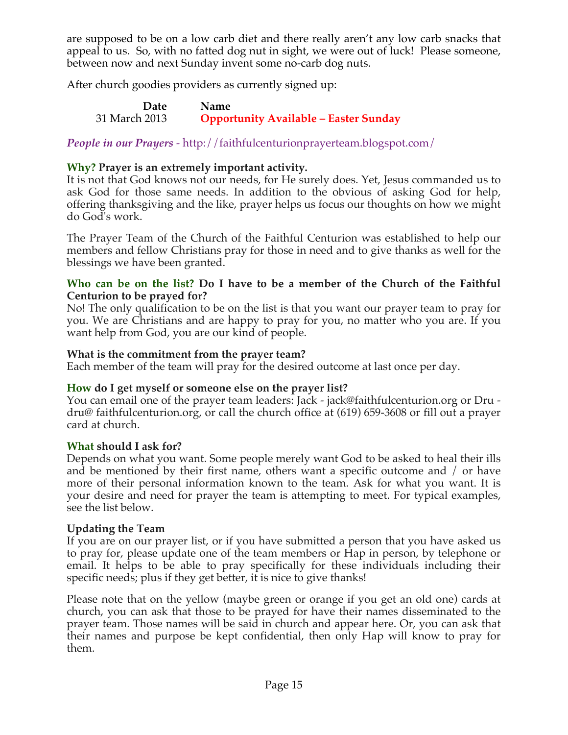are supposed to be on a low carb diet and there really aren't any low carb snacks that appeal to us. So, with no fatted dog nut in sight, we were out of luck! Please someone, between now and next Sunday invent some no-carb dog nuts.

After church goodies providers as currently signed up:

| Date | Name |
|---|---|
| 31 March 2013 | **Opportunity Available – Easter Sunday** |

*People in our Prayers* - http://faithfulcenturionprayerteam.blogspot.com/

**Why? Prayer is an extremely important activity.**
It is not that God knows not our needs, for He surely does. Yet, Jesus commanded us to ask God for those same needs. In addition to the obvious of asking God for help, offering thanksgiving and the like, prayer helps us focus our thoughts on how we might do God's work.

The Prayer Team of the Church of the Faithful Centurion was established to help our members and fellow Christians pray for those in need and to give thanks as well for the blessings we have been granted.

**Who can be on the list? Do I have to be a member of the Church of the Faithful Centurion to be prayed for?**
No! The only qualification to be on the list is that you want our prayer team to pray for you. We are Christians and are happy to pray for you, no matter who you are. If you want help from God, you are our kind of people.

**What is the commitment from the prayer team?**
Each member of the team will pray for the desired outcome at last once per day.

**How do I get myself or someone else on the prayer list?**
You can email one of the prayer team leaders: Jack - jack@faithfulcenturion.org or Dru - dru@ faithfulcenturion.org, or call the church office at (619) 659-3608 or fill out a prayer card at church.

**What should I ask for?**
Depends on what you want. Some people merely want God to be asked to heal their ills and be mentioned by their first name, others want a specific outcome and / or have more of their personal information known to the team. Ask for what you want. It is your desire and need for prayer the team is attempting to meet. For typical examples, see the list below.

**Updating the Team**
If you are on our prayer list, or if you have submitted a person that you have asked us to pray for, please update one of the team members or Hap in person, by telephone or email. It helps to be able to pray specifically for these individuals including their specific needs; plus if they get better, it is nice to give thanks!

Please note that on the yellow (maybe green or orange if you get an old one) cards at church, you can ask that those to be prayed for have their names disseminated to the prayer team. Those names will be said in church and appear here. Or, you can ask that their names and purpose be kept confidential, then only Hap will know to pray for them.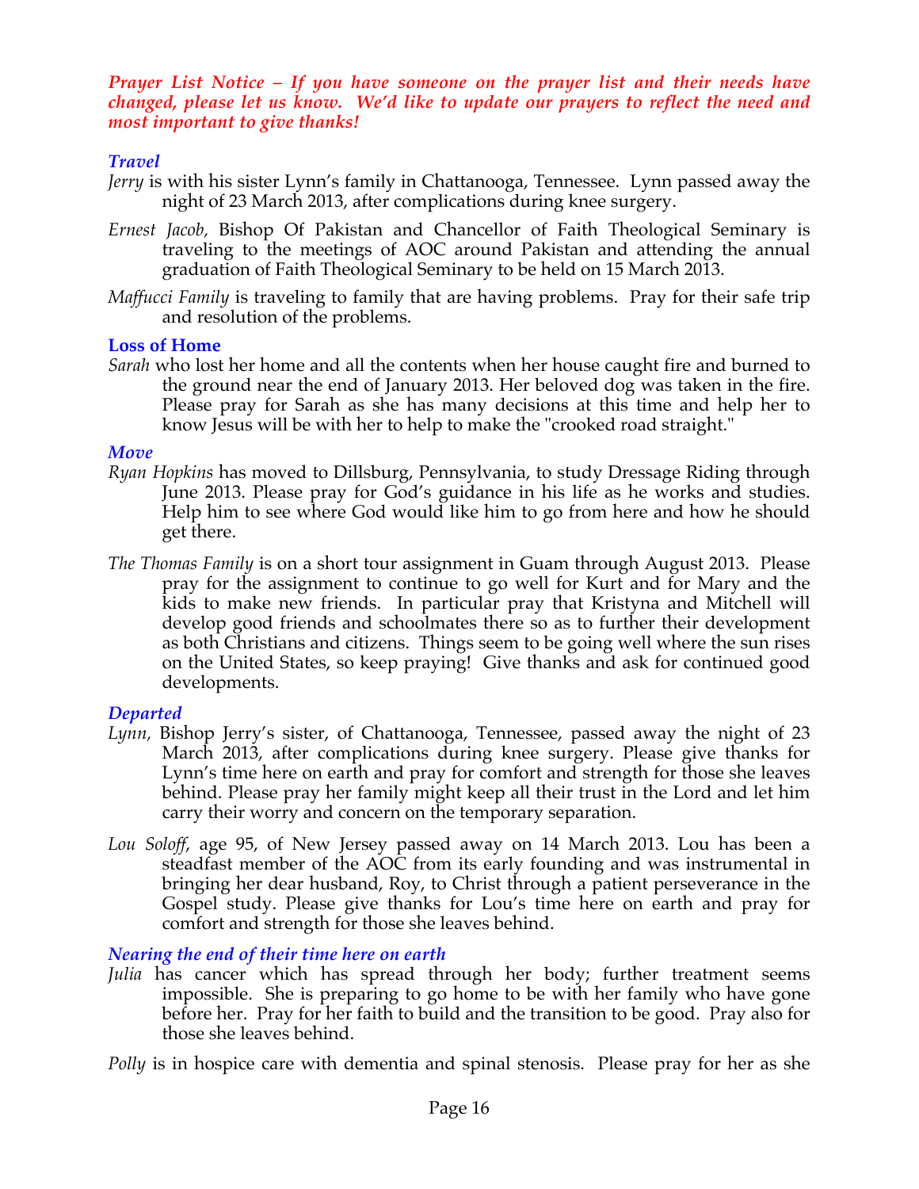***Prayer List Notice – If you have someone on the prayer list and their needs have changed, please let us know. We'd like to update our prayers to reflect the need and most important to give thanks!***

### *Travel*

*Jerry* is with his sister Lynn's family in Chattanooga, Tennessee. Lynn passed away the night of 23 March 2013, after complications during knee surgery.

*Ernest Jacob,* Bishop Of Pakistan and Chancellor of Faith Theological Seminary is traveling to the meetings of AOC around Pakistan and attending the annual graduation of Faith Theological Seminary to be held on 15 March 2013.

*Maffucci Family* is traveling to family that are having problems. Pray for their safe trip and resolution of the problems.

### Loss of Home

*Sarah* who lost her home and all the contents when her house caught fire and burned to the ground near the end of January 2013. Her beloved dog was taken in the fire. Please pray for Sarah as she has many decisions at this time and help her to know Jesus will be with her to help to make the "crooked road straight."

### *Move*

*Ryan Hopkins* has moved to Dillsburg, Pennsylvania, to study Dressage Riding through June 2013. Please pray for God's guidance in his life as he works and studies. Help him to see where God would like him to go from here and how he should get there.

*The Thomas Family* is on a short tour assignment in Guam through August 2013. Please pray for the assignment to continue to go well for Kurt and for Mary and the kids to make new friends. In particular pray that Kristyna and Mitchell will develop good friends and schoolmates there so as to further their development as both Christians and citizens. Things seem to be going well where the sun rises on the United States, so keep praying! Give thanks and ask for continued good developments.

### *Departed*

*Lynn,* Bishop Jerry's sister, of Chattanooga, Tennessee, passed away the night of 23 March 2013, after complications during knee surgery. Please give thanks for Lynn's time here on earth and pray for comfort and strength for those she leaves behind. Please pray her family might keep all their trust in the Lord and let him carry their worry and concern on the temporary separation.

*Lou Soloff,* age 95, of New Jersey passed away on 14 March 2013. Lou has been a steadfast member of the AOC from its early founding and was instrumental in bringing her dear husband, Roy, to Christ through a patient perseverance in the Gospel study. Please give thanks for Lou's time here on earth and pray for comfort and strength for those she leaves behind.

### *Nearing the end of their time here on earth*

*Julia* has cancer which has spread through her body; further treatment seems impossible. She is preparing to go home to be with her family who have gone before her. Pray for her faith to build and the transition to be good. Pray also for those she leaves behind.

*Polly* is in hospice care with dementia and spinal stenosis. Please pray for her as she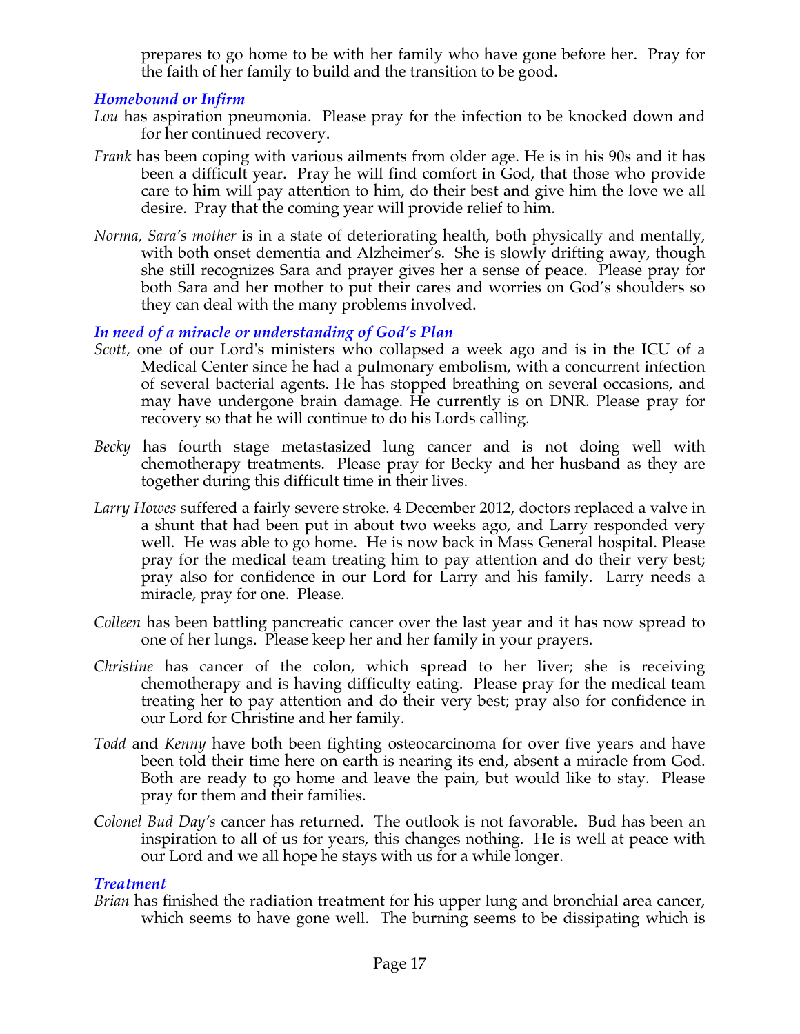prepares to go home to be with her family who have gone before her. Pray for the faith of her family to build and the transition to be good.

### *Homebound or Infirm*

*Lou* has aspiration pneumonia. Please pray for the infection to be knocked down and for her continued recovery.

*Frank* has been coping with various ailments from older age. He is in his 90s and it has been a difficult year. Pray he will find comfort in God, that those who provide care to him will pay attention to him, do their best and give him the love we all desire. Pray that the coming year will provide relief to him.

*Norma, Sara's mother* is in a state of deteriorating health, both physically and mentally, with both onset dementia and Alzheimer's. She is slowly drifting away, though she still recognizes Sara and prayer gives her a sense of peace. Please pray for both Sara and her mother to put their cares and worries on God's shoulders so they can deal with the many problems involved.

### *In need of a miracle or understanding of God's Plan*

*Scott,* one of our Lord's ministers who collapsed a week ago and is in the ICU of a Medical Center since he had a pulmonary embolism, with a concurrent infection of several bacterial agents. He has stopped breathing on several occasions, and may have undergone brain damage. He currently is on DNR. Please pray for recovery so that he will continue to do his Lords calling.

*Becky* has fourth stage metastasized lung cancer and is not doing well with chemotherapy treatments. Please pray for Becky and her husband as they are together during this difficult time in their lives.

*Larry Howes* suffered a fairly severe stroke. 4 December 2012, doctors replaced a valve in a shunt that had been put in about two weeks ago, and Larry responded very well. He was able to go home. He is now back in Mass General hospital. Please pray for the medical team treating him to pay attention and do their very best; pray also for confidence in our Lord for Larry and his family. Larry needs a miracle, pray for one. Please.

*Colleen* has been battling pancreatic cancer over the last year and it has now spread to one of her lungs. Please keep her and her family in your prayers.

*Christine* has cancer of the colon, which spread to her liver; she is receiving chemotherapy and is having difficulty eating. Please pray for the medical team treating her to pay attention and do their very best; pray also for confidence in our Lord for Christine and her family.

*Todd* and *Kenny* have both been fighting osteocarcinoma for over five years and have been told their time here on earth is nearing its end, absent a miracle from God. Both are ready to go home and leave the pain, but would like to stay. Please pray for them and their families.

*Colonel Bud Day's* cancer has returned. The outlook is not favorable. Bud has been an inspiration to all of us for years, this changes nothing. He is well at peace with our Lord and we all hope he stays with us for a while longer.

### *Treatment*

*Brian* has finished the radiation treatment for his upper lung and bronchial area cancer, which seems to have gone well. The burning seems to be dissipating which is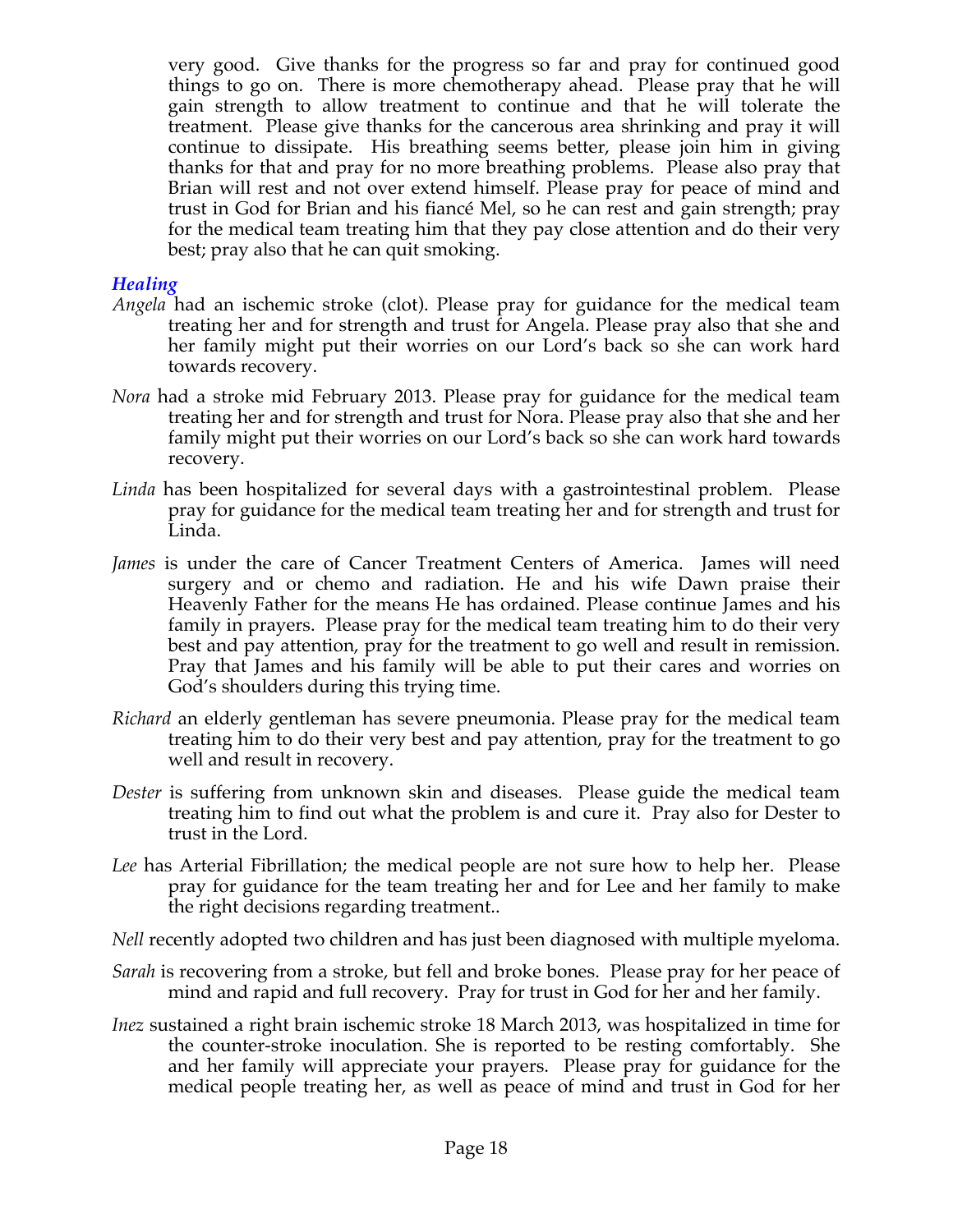very good. Give thanks for the progress so far and pray for continued good things to go on. There is more chemotherapy ahead. Please pray that he will gain strength to allow treatment to continue and that he will tolerate the treatment. Please give thanks for the cancerous area shrinking and pray it will continue to dissipate. His breathing seems better, please join him in giving thanks for that and pray for no more breathing problems. Please also pray that Brian will rest and not over extend himself. Please pray for peace of mind and trust in God for Brian and his fiancé Mel, so he can rest and gain strength; pray for the medical team treating him that they pay close attention and do their very best; pray also that he can quit smoking.

### *Healing*

*Angela* had an ischemic stroke (clot). Please pray for guidance for the medical team treating her and for strength and trust for Angela. Please pray also that she and her family might put their worries on our Lord's back so she can work hard towards recovery.

*Nora* had a stroke mid February 2013. Please pray for guidance for the medical team treating her and for strength and trust for Nora. Please pray also that she and her family might put their worries on our Lord's back so she can work hard towards recovery.

*Linda* has been hospitalized for several days with a gastrointestinal problem. Please pray for guidance for the medical team treating her and for strength and trust for Linda.

*James* is under the care of Cancer Treatment Centers of America. James will need surgery and or chemo and radiation. He and his wife Dawn praise their Heavenly Father for the means He has ordained. Please continue James and his family in prayers. Please pray for the medical team treating him to do their very best and pay attention, pray for the treatment to go well and result in remission. Pray that James and his family will be able to put their cares and worries on God's shoulders during this trying time.

*Richard* an elderly gentleman has severe pneumonia. Please pray for the medical team treating him to do their very best and pay attention, pray for the treatment to go well and result in recovery.

*Dester* is suffering from unknown skin and diseases. Please guide the medical team treating him to find out what the problem is and cure it. Pray also for Dester to trust in the Lord.

*Lee* has Arterial Fibrillation; the medical people are not sure how to help her. Please pray for guidance for the team treating her and for Lee and her family to make the right decisions regarding treatment..

*Nell* recently adopted two children and has just been diagnosed with multiple myeloma.

*Sarah* is recovering from a stroke, but fell and broke bones. Please pray for her peace of mind and rapid and full recovery. Pray for trust in God for her and her family.

*Inez* sustained a right brain ischemic stroke 18 March 2013, was hospitalized in time for the counter-stroke inoculation. She is reported to be resting comfortably. She and her family will appreciate your prayers. Please pray for guidance for the medical people treating her, as well as peace of mind and trust in God for her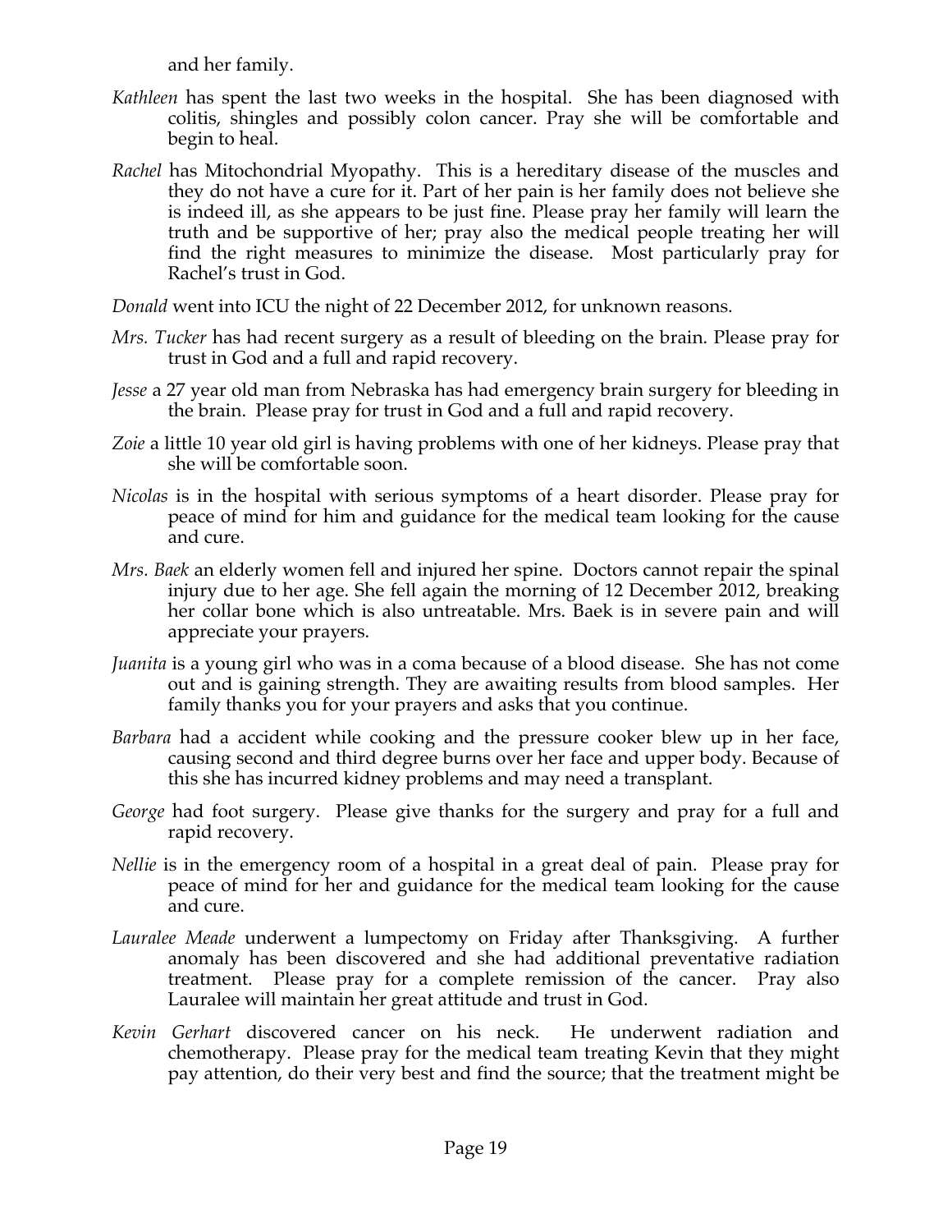and her family.

*Kathleen* has spent the last two weeks in the hospital. She has been diagnosed with colitis, shingles and possibly colon cancer. Pray she will be comfortable and begin to heal.

*Rachel* has Mitochondrial Myopathy. This is a hereditary disease of the muscles and they do not have a cure for it. Part of her pain is her family does not believe she is indeed ill, as she appears to be just fine. Please pray her family will learn the truth and be supportive of her; pray also the medical people treating her will find the right measures to minimize the disease. Most particularly pray for Rachel's trust in God.

*Donald* went into ICU the night of 22 December 2012, for unknown reasons.

*Mrs. Tucker* has had recent surgery as a result of bleeding on the brain. Please pray for trust in God and a full and rapid recovery.

*Jesse* a 27 year old man from Nebraska has had emergency brain surgery for bleeding in the brain. Please pray for trust in God and a full and rapid recovery.

*Zoie* a little 10 year old girl is having problems with one of her kidneys. Please pray that she will be comfortable soon.

*Nicolas* is in the hospital with serious symptoms of a heart disorder. Please pray for peace of mind for him and guidance for the medical team looking for the cause and cure.

*Mrs. Baek* an elderly women fell and injured her spine. Doctors cannot repair the spinal injury due to her age. She fell again the morning of 12 December 2012, breaking her collar bone which is also untreatable. Mrs. Baek is in severe pain and will appreciate your prayers.

*Juanita* is a young girl who was in a coma because of a blood disease. She has not come out and is gaining strength. They are awaiting results from blood samples. Her family thanks you for your prayers and asks that you continue.

*Barbara* had a accident while cooking and the pressure cooker blew up in her face, causing second and third degree burns over her face and upper body. Because of this she has incurred kidney problems and may need a transplant.

*George* had foot surgery. Please give thanks for the surgery and pray for a full and rapid recovery.

*Nellie* is in the emergency room of a hospital in a great deal of pain. Please pray for peace of mind for her and guidance for the medical team looking for the cause and cure.

*Lauralee Meade* underwent a lumpectomy on Friday after Thanksgiving. A further anomaly has been discovered and she had additional preventative radiation treatment. Please pray for a complete remission of the cancer. Pray also Lauralee will maintain her great attitude and trust in God.

*Kevin Gerhart* discovered cancer on his neck. He underwent radiation and chemotherapy. Please pray for the medical team treating Kevin that they might pay attention, do their very best and find the source; that the treatment might be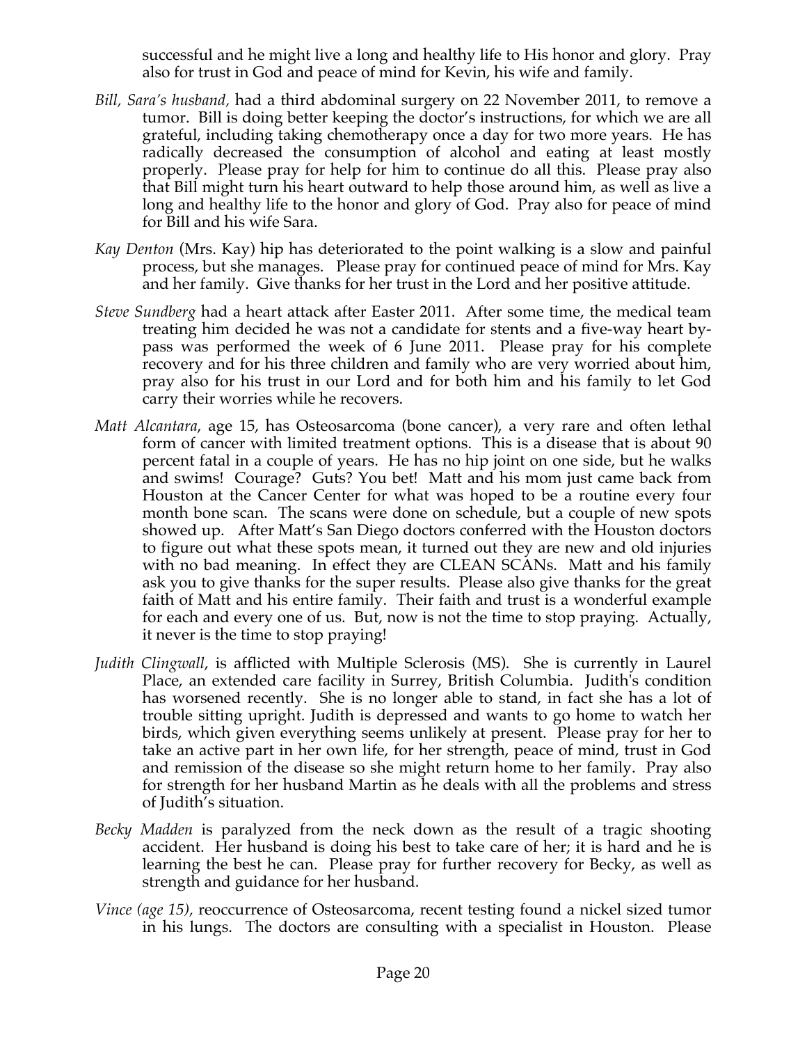successful and he might live a long and healthy life to His honor and glory. Pray also for trust in God and peace of mind for Kevin, his wife and family.

*Bill, Sara's husband,* had a third abdominal surgery on 22 November 2011, to remove a tumor. Bill is doing better keeping the doctor's instructions, for which we are all grateful, including taking chemotherapy once a day for two more years. He has radically decreased the consumption of alcohol and eating at least mostly properly. Please pray for help for him to continue do all this. Please pray also that Bill might turn his heart outward to help those around him, as well as live a long and healthy life to the honor and glory of God. Pray also for peace of mind for Bill and his wife Sara.

*Kay Denton* (Mrs. Kay) hip has deteriorated to the point walking is a slow and painful process, but she manages. Please pray for continued peace of mind for Mrs. Kay and her family. Give thanks for her trust in the Lord and her positive attitude.

*Steve Sundberg* had a heart attack after Easter 2011. After some time, the medical team treating him decided he was not a candidate for stents and a five-way heart by-pass was performed the week of 6 June 2011. Please pray for his complete recovery and for his three children and family who are very worried about him, pray also for his trust in our Lord and for both him and his family to let God carry their worries while he recovers.

*Matt Alcantara*, age 15, has Osteosarcoma (bone cancer), a very rare and often lethal form of cancer with limited treatment options. This is a disease that is about 90 percent fatal in a couple of years. He has no hip joint on one side, but he walks and swims! Courage? Guts? You bet! Matt and his mom just came back from Houston at the Cancer Center for what was hoped to be a routine every four month bone scan. The scans were done on schedule, but a couple of new spots showed up. After Matt's San Diego doctors conferred with the Houston doctors to figure out what these spots mean, it turned out they are new and old injuries with no bad meaning. In effect they are CLEAN SCANs. Matt and his family ask you to give thanks for the super results. Please also give thanks for the great faith of Matt and his entire family. Their faith and trust is a wonderful example for each and every one of us. But, now is not the time to stop praying. Actually, it never is the time to stop praying!

*Judith Clingwall*, is afflicted with Multiple Sclerosis (MS). She is currently in Laurel Place, an extended care facility in Surrey, British Columbia. Judith's condition has worsened recently. She is no longer able to stand, in fact she has a lot of trouble sitting upright. Judith is depressed and wants to go home to watch her birds, which given everything seems unlikely at present. Please pray for her to take an active part in her own life, for her strength, peace of mind, trust in God and remission of the disease so she might return home to her family. Pray also for strength for her husband Martin as he deals with all the problems and stress of Judith's situation.

*Becky Madden* is paralyzed from the neck down as the result of a tragic shooting accident. Her husband is doing his best to take care of her; it is hard and he is learning the best he can. Please pray for further recovery for Becky, as well as strength and guidance for her husband.

*Vince (age 15),* reoccurrence of Osteosarcoma, recent testing found a nickel sized tumor in his lungs. The doctors are consulting with a specialist in Houston. Please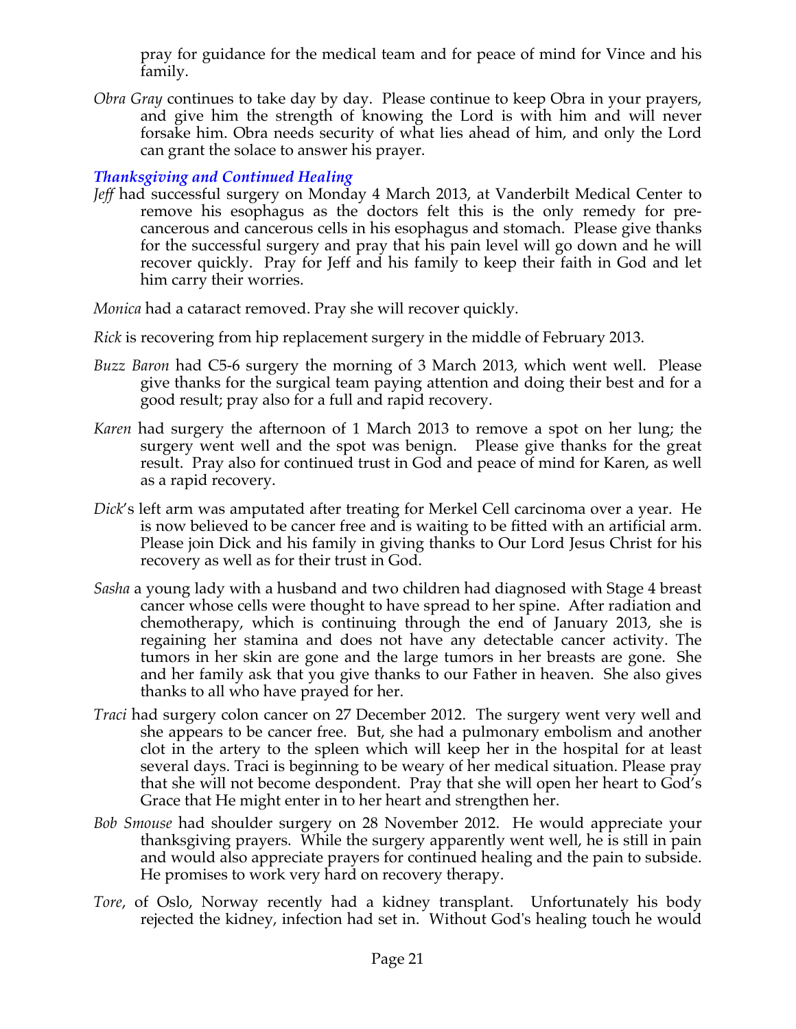pray for guidance for the medical team and for peace of mind for Vince and his family.

*Obra Gray* continues to take day by day. Please continue to keep Obra in your prayers, and give him the strength of knowing the Lord is with him and will never forsake him. Obra needs security of what lies ahead of him, and only the Lord can grant the solace to answer his prayer.

### *Thanksgiving and Continued Healing*

*Jeff* had successful surgery on Monday 4 March 2013, at Vanderbilt Medical Center to remove his esophagus as the doctors felt this is the only remedy for pre-cancerous and cancerous cells in his esophagus and stomach. Please give thanks for the successful surgery and pray that his pain level will go down and he will recover quickly. Pray for Jeff and his family to keep their faith in God and let him carry their worries.

*Monica* had a cataract removed. Pray she will recover quickly.

*Rick* is recovering from hip replacement surgery in the middle of February 2013.

*Buzz Baron* had C5-6 surgery the morning of 3 March 2013, which went well. Please give thanks for the surgical team paying attention and doing their best and for a good result; pray also for a full and rapid recovery.

*Karen* had surgery the afternoon of 1 March 2013 to remove a spot on her lung; the surgery went well and the spot was benign. Please give thanks for the great result. Pray also for continued trust in God and peace of mind for Karen, as well as a rapid recovery.

*Dick*'s left arm was amputated after treating for Merkel Cell carcinoma over a year. He is now believed to be cancer free and is waiting to be fitted with an artificial arm. Please join Dick and his family in giving thanks to Our Lord Jesus Christ for his recovery as well as for their trust in God.

*Sasha* a young lady with a husband and two children had diagnosed with Stage 4 breast cancer whose cells were thought to have spread to her spine. After radiation and chemotherapy, which is continuing through the end of January 2013, she is regaining her stamina and does not have any detectable cancer activity. The tumors in her skin are gone and the large tumors in her breasts are gone. She and her family ask that you give thanks to our Father in heaven. She also gives thanks to all who have prayed for her.

*Traci* had surgery colon cancer on 27 December 2012. The surgery went very well and she appears to be cancer free. But, she had a pulmonary embolism and another clot in the artery to the spleen which will keep her in the hospital for at least several days. Traci is beginning to be weary of her medical situation. Please pray that she will not become despondent. Pray that she will open her heart to God's Grace that He might enter in to her heart and strengthen her.

*Bob Smouse* had shoulder surgery on 28 November 2012. He would appreciate your thanksgiving prayers. While the surgery apparently went well, he is still in pain and would also appreciate prayers for continued healing and the pain to subside. He promises to work very hard on recovery therapy.

*Tore*, of Oslo, Norway recently had a kidney transplant. Unfortunately his body rejected the kidney, infection had set in. Without God's healing touch he would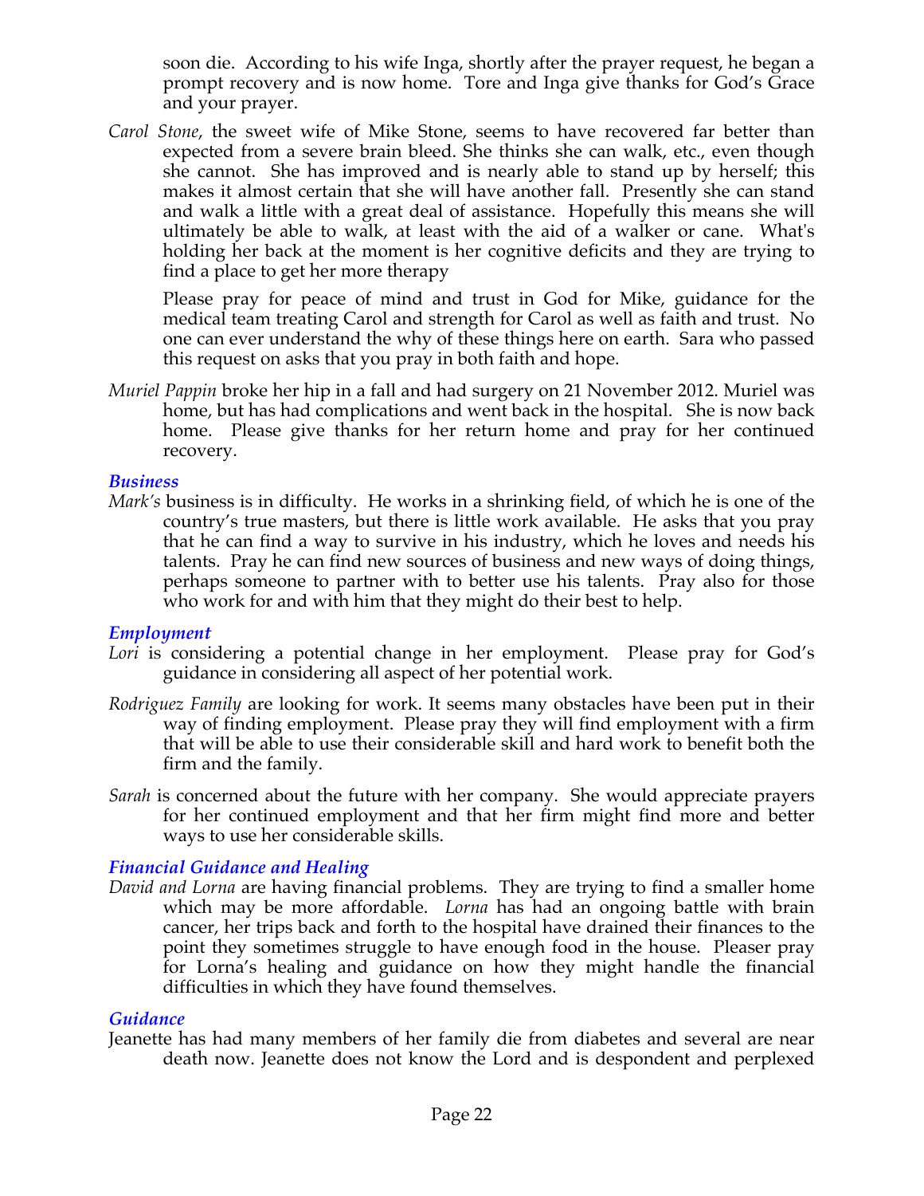soon die. According to his wife Inga, shortly after the prayer request, he began a prompt recovery and is now home. Tore and Inga give thanks for God's Grace and your prayer.

*Carol Stone*, the sweet wife of Mike Stone, seems to have recovered far better than expected from a severe brain bleed. She thinks she can walk, etc., even though she cannot. She has improved and is nearly able to stand up by herself; this makes it almost certain that she will have another fall. Presently she can stand and walk a little with a great deal of assistance. Hopefully this means she will ultimately be able to walk, at least with the aid of a walker or cane. What's holding her back at the moment is her cognitive deficits and they are trying to find a place to get her more therapy

Please pray for peace of mind and trust in God for Mike, guidance for the medical team treating Carol and strength for Carol as well as faith and trust. No one can ever understand the why of these things here on earth. Sara who passed this request on asks that you pray in both faith and hope.

*Muriel Pappin* broke her hip in a fall and had surgery on 21 November 2012. Muriel was home, but has had complications and went back in the hospital. She is now back home. Please give thanks for her return home and pray for her continued recovery.

### *Business*

*Mark's* business is in difficulty. He works in a shrinking field, of which he is one of the country's true masters, but there is little work available. He asks that you pray that he can find a way to survive in his industry, which he loves and needs his talents. Pray he can find new sources of business and new ways of doing things, perhaps someone to partner with to better use his talents. Pray also for those who work for and with him that they might do their best to help.

### *Employment*

*Lori* is considering a potential change in her employment. Please pray for God's guidance in considering all aspect of her potential work.

*Rodriguez Family* are looking for work. It seems many obstacles have been put in their way of finding employment. Please pray they will find employment with a firm that will be able to use their considerable skill and hard work to benefit both the firm and the family.

*Sarah* is concerned about the future with her company. She would appreciate prayers for her continued employment and that her firm might find more and better ways to use her considerable skills.

### *Financial Guidance and Healing*

*David and Lorna* are having financial problems. They are trying to find a smaller home which may be more affordable. *Lorna* has had an ongoing battle with brain cancer, her trips back and forth to the hospital have drained their finances to the point they sometimes struggle to have enough food in the house. Pleaser pray for Lorna's healing and guidance on how they might handle the financial difficulties in which they have found themselves.

### *Guidance*

Jeanette has had many members of her family die from diabetes and several are near death now. Jeanette does not know the Lord and is despondent and perplexed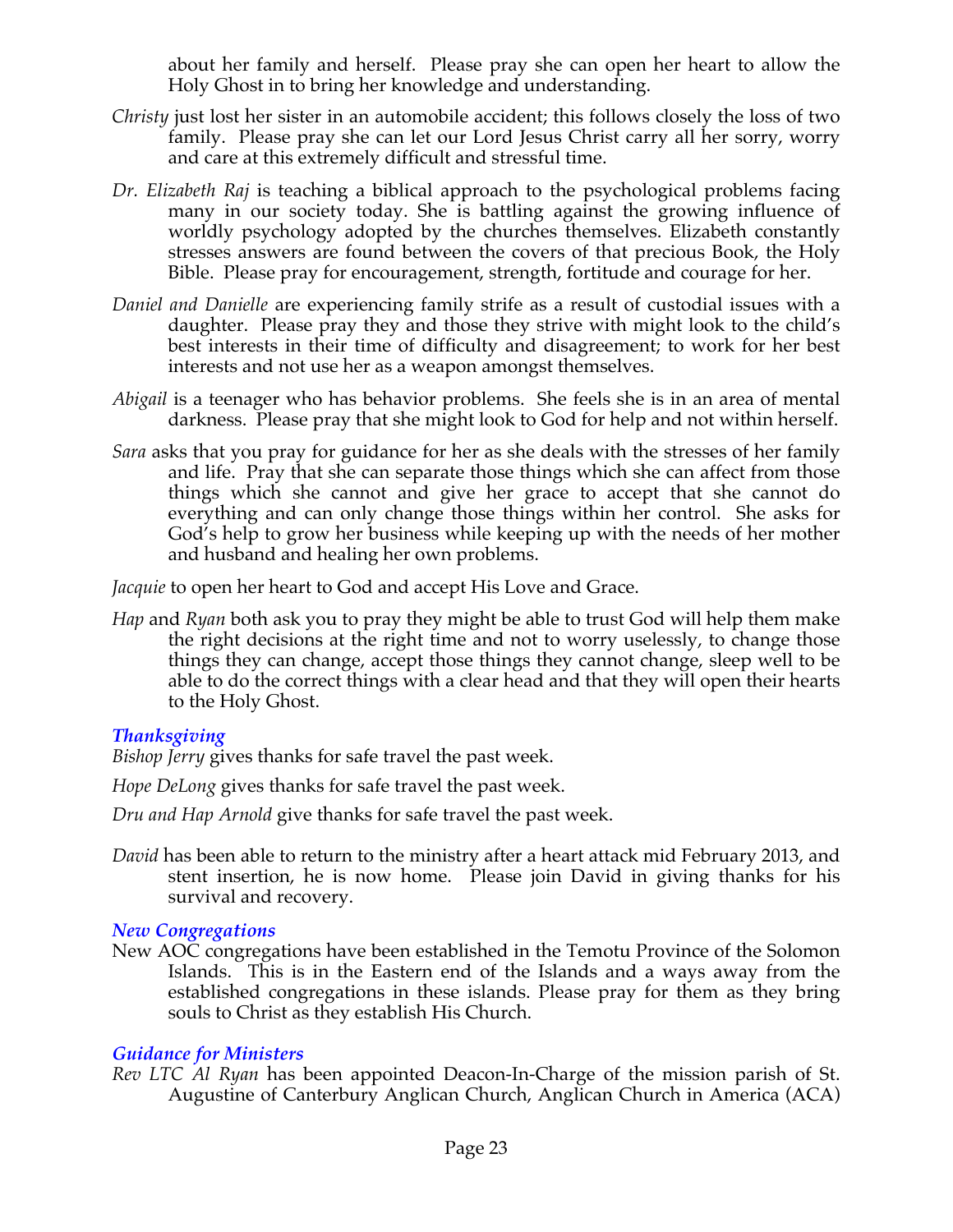about her family and herself. Please pray she can open her heart to allow the Holy Ghost in to bring her knowledge and understanding.

*Christy* just lost her sister in an automobile accident; this follows closely the loss of two family. Please pray she can let our Lord Jesus Christ carry all her sorry, worry and care at this extremely difficult and stressful time.

*Dr. Elizabeth Raj* is teaching a biblical approach to the psychological problems facing many in our society today. She is battling against the growing influence of worldly psychology adopted by the churches themselves. Elizabeth constantly stresses answers are found between the covers of that precious Book, the Holy Bible. Please pray for encouragement, strength, fortitude and courage for her.

*Daniel and Danielle* are experiencing family strife as a result of custodial issues with a daughter. Please pray they and those they strive with might look to the child's best interests in their time of difficulty and disagreement; to work for her best interests and not use her as a weapon amongst themselves.

*Abigail* is a teenager who has behavior problems. She feels she is in an area of mental darkness. Please pray that she might look to God for help and not within herself.

*Sara* asks that you pray for guidance for her as she deals with the stresses of her family and life. Pray that she can separate those things which she can affect from those things which she cannot and give her grace to accept that she cannot do everything and can only change those things within her control. She asks for God's help to grow her business while keeping up with the needs of her mother and husband and healing her own problems.

*Jacquie* to open her heart to God and accept His Love and Grace.

*Hap* and *Ryan* both ask you to pray they might be able to trust God will help them make the right decisions at the right time and not to worry uselessly, to change those things they can change, accept those things they cannot change, sleep well to be able to do the correct things with a clear head and that they will open their hearts to the Holy Ghost.

### *Thanksgiving*

*Bishop Jerry* gives thanks for safe travel the past week.

*Hope DeLong* gives thanks for safe travel the past week.

*Dru and Hap Arnold* give thanks for safe travel the past week.

*David* has been able to return to the ministry after a heart attack mid February 2013, and stent insertion, he is now home. Please join David in giving thanks for his survival and recovery.

### *New Congregations*

New AOC congregations have been established in the Temotu Province of the Solomon Islands. This is in the Eastern end of the Islands and a ways away from the established congregations in these islands. Please pray for them as they bring souls to Christ as they establish His Church.

### *Guidance for Ministers*

*Rev LTC Al Ryan* has been appointed Deacon-In-Charge of the mission parish of St. Augustine of Canterbury Anglican Church, Anglican Church in America (ACA)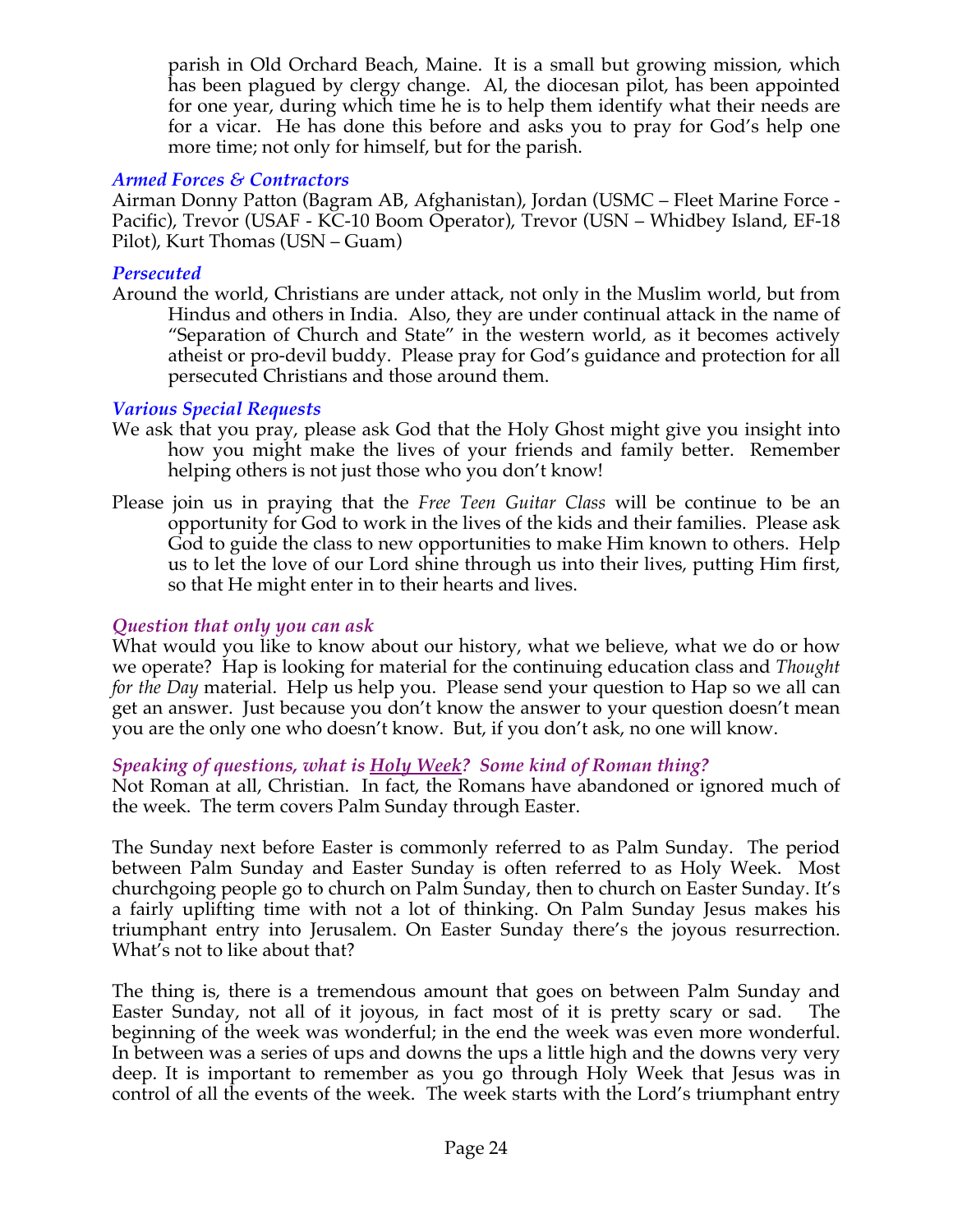parish in Old Orchard Beach, Maine. It is a small but growing mission, which has been plagued by clergy change. Al, the diocesan pilot, has been appointed for one year, during which time he is to help them identify what their needs are for a vicar. He has done this before and asks you to pray for God's help one more time; not only for himself, but for the parish.

### *Armed Forces & Contractors*

Airman Donny Patton (Bagram AB, Afghanistan), Jordan (USMC – Fleet Marine Force - Pacific), Trevor (USAF - KC-10 Boom Operator), Trevor (USN – Whidbey Island, EF-18 Pilot), Kurt Thomas (USN – Guam)

### *Persecuted*

Around the world, Christians are under attack, not only in the Muslim world, but from Hindus and others in India. Also, they are under continual attack in the name of "Separation of Church and State" in the western world, as it becomes actively atheist or pro-devil buddy. Please pray for God's guidance and protection for all persecuted Christians and those around them.

### *Various Special Requests*

We ask that you pray, please ask God that the Holy Ghost might give you insight into how you might make the lives of your friends and family better. Remember helping others is not just those who you don't know!

Please join us in praying that the *Free Teen Guitar Class* will be continue to be an opportunity for God to work in the lives of the kids and their families. Please ask God to guide the class to new opportunities to make Him known to others. Help us to let the love of our Lord shine through us into their lives, putting Him first, so that He might enter in to their hearts and lives.

### *Question that only you can ask*

What would you like to know about our history, what we believe, what we do or how we operate? Hap is looking for material for the continuing education class and *Thought for the Day* material. Help us help you. Please send your question to Hap so we all can get an answer. Just because you don't know the answer to your question doesn't mean you are the only one who doesn't know. But, if you don't ask, no one will know.

### *Speaking of questions, what is Holy Week? Some kind of Roman thing?*

Not Roman at all, Christian. In fact, the Romans have abandoned or ignored much of the week. The term covers Palm Sunday through Easter.

The Sunday next before Easter is commonly referred to as Palm Sunday. The period between Palm Sunday and Easter Sunday is often referred to as Holy Week. Most churchgoing people go to church on Palm Sunday, then to church on Easter Sunday. It's a fairly uplifting time with not a lot of thinking. On Palm Sunday Jesus makes his triumphant entry into Jerusalem. On Easter Sunday there's the joyous resurrection. What's not to like about that?

The thing is, there is a tremendous amount that goes on between Palm Sunday and Easter Sunday, not all of it joyous, in fact most of it is pretty scary or sad. The beginning of the week was wonderful; in the end the week was even more wonderful. In between was a series of ups and downs the ups a little high and the downs very very deep. It is important to remember as you go through Holy Week that Jesus was in control of all the events of the week. The week starts with the Lord's triumphant entry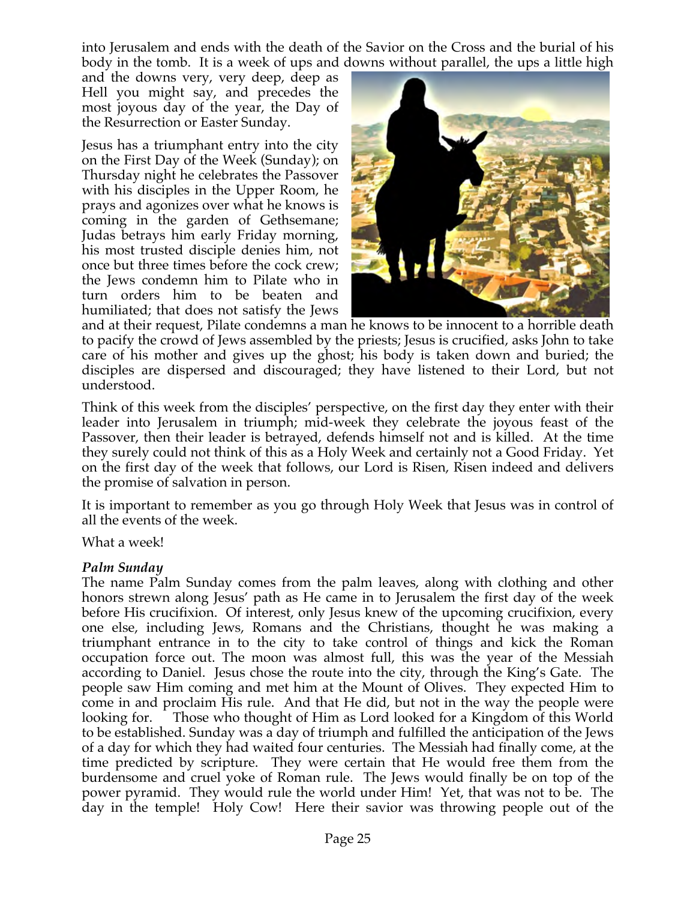into Jerusalem and ends with the death of the Savior on the Cross and the burial of his body in the tomb. It is a week of ups and downs without parallel, the ups a little high and the downs very, very deep, deep as Hell you might say, and precedes the most joyous day of the year, the Day of the Resurrection or Easter Sunday.

Jesus has a triumphant entry into the city on the First Day of the Week (Sunday); on Thursday night he celebrates the Passover with his disciples in the Upper Room, he prays and agonizes over what he knows is coming in the garden of Gethsemane; Judas betrays him early Friday morning, his most trusted disciple denies him, not once but three times before the cock crew; the Jews condemn him to Pilate who in turn orders him to be beaten and humiliated; that does not satisfy the Jews and at their request, Pilate condemns a man he knows to be innocent to a horrible death to pacify the crowd of Jews assembled by the priests; Jesus is crucified, asks John to take care of his mother and gives up the ghost; his body is taken down and buried; the disciples are dispersed and discouraged; they have listened to their Lord, but not understood.

Think of this week from the disciples' perspective, on the first day they enter with their leader into Jerusalem in triumph; mid-week they celebrate the joyous feast of the Passover, then their leader is betrayed, defends himself not and is killed. At the time they surely could not think of this as a Holy Week and certainly not a Good Friday. Yet on the first day of the week that follows, our Lord is Risen, Risen indeed and delivers the promise of salvation in person.

It is important to remember as you go through Holy Week that Jesus was in control of all the events of the week.

What a week!

***Palm Sunday***

The name Palm Sunday comes from the palm leaves, along with clothing and other honors strewn along Jesus' path as He came in to Jerusalem the first day of the week before His crucifixion. Of interest, only Jesus knew of the upcoming crucifixion, every one else, including Jews, Romans and the Christians, thought he was making a triumphant entrance in to the city to take control of things and kick the Roman occupation force out. The moon was almost full, this was the year of the Messiah according to Daniel. Jesus chose the route into the city, through the King's Gate. The people saw Him coming and met him at the Mount of Olives. They expected Him to come in and proclaim His rule. And that He did, but not in the way the people were looking for. Those who thought of Him as Lord looked for a Kingdom of this World to be established. Sunday was a day of triumph and fulfilled the anticipation of the Jews of a day for which they had waited four centuries. The Messiah had finally come, at the time predicted by scripture. They were certain that He would free them from the burdensome and cruel yoke of Roman rule. The Jews would finally be on top of the power pyramid. They would rule the world under Him! Yet, that was not to be. The day in the temple! Holy Cow! Here their savior was throwing people out of the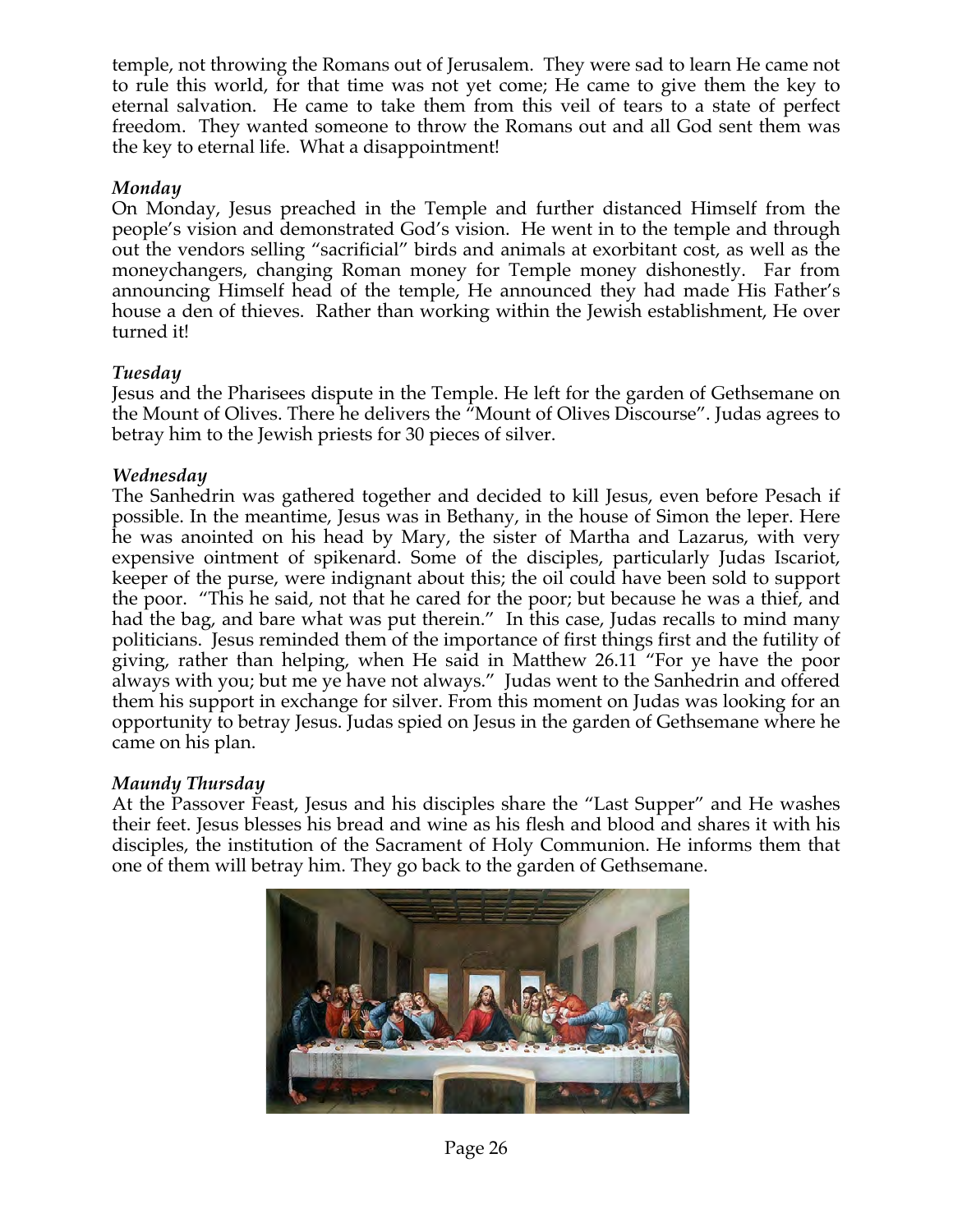temple, not throwing the Romans out of Jerusalem. They were sad to learn He came not to rule this world, for that time was not yet come; He came to give them the key to eternal salvation. He came to take them from this veil of tears to a state of perfect freedom. They wanted someone to throw the Romans out and all God sent them was the key to eternal life. What a disappointment!

*Monday*

On Monday, Jesus preached in the Temple and further distanced Himself from the people's vision and demonstrated God's vision. He went in to the temple and through out the vendors selling "sacrificial" birds and animals at exorbitant cost, as well as the moneychangers, changing Roman money for Temple money dishonestly. Far from announcing Himself head of the temple, He announced they had made His Father's house a den of thieves. Rather than working within the Jewish establishment, He over turned it!

*Tuesday*

Jesus and the Pharisees dispute in the Temple. He left for the garden of Gethsemane on the Mount of Olives. There he delivers the "Mount of Olives Discourse". Judas agrees to betray him to the Jewish priests for 30 pieces of silver.

*Wednesday*

The Sanhedrin was gathered together and decided to kill Jesus, even before Pesach if possible. In the meantime, Jesus was in Bethany, in the house of Simon the leper. Here he was anointed on his head by Mary, the sister of Martha and Lazarus, with very expensive ointment of spikenard. Some of the disciples, particularly Judas Iscariot, keeper of the purse, were indignant about this; the oil could have been sold to support the poor. "This he said, not that he cared for the poor; but because he was a thief, and had the bag, and bare what was put therein." In this case, Judas recalls to mind many politicians. Jesus reminded them of the importance of first things first and the futility of giving, rather than helping, when He said in Matthew 26.11 "For ye have the poor always with you; but me ye have not always." Judas went to the Sanhedrin and offered them his support in exchange for silver. From this moment on Judas was looking for an opportunity to betray Jesus. Judas spied on Jesus in the garden of Gethsemane where he came on his plan.

*Maundy Thursday*

At the Passover Feast, Jesus and his disciples share the "Last Supper" and He washes their feet. Jesus blesses his bread and wine as his flesh and blood and shares it with his disciples, the institution of the Sacrament of Holy Communion. He informs them that one of them will betray him. They go back to the garden of Gethsemane.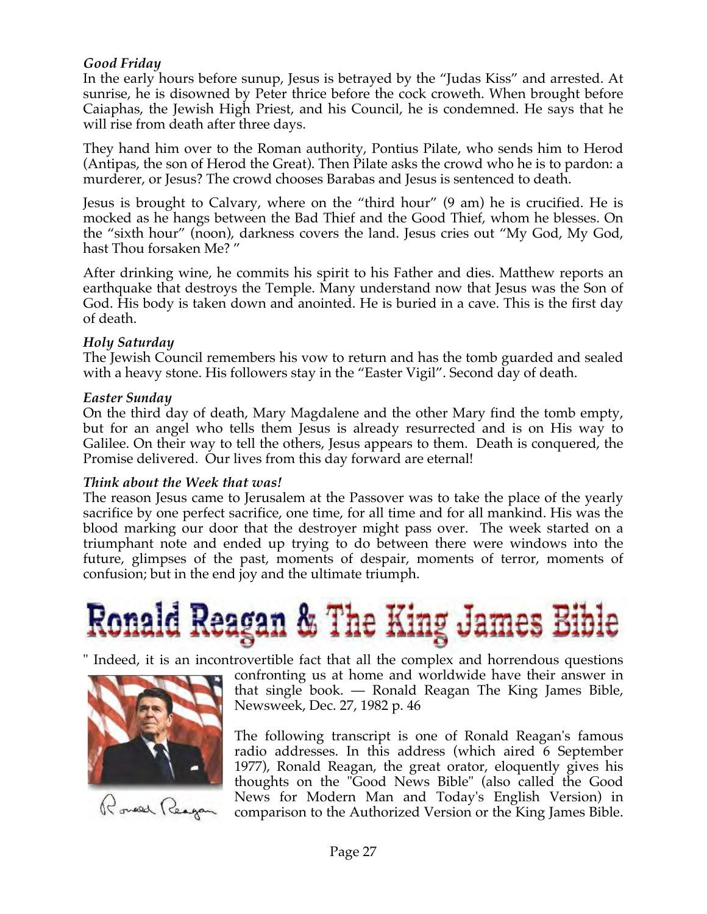***Good Friday***

In the early hours before sunup, Jesus is betrayed by the "Judas Kiss" and arrested. At sunrise, he is disowned by Peter thrice before the cock croweth. When brought before Caiaphas, the Jewish High Priest, and his Council, he is condemned. He says that he will rise from death after three days.

They hand him over to the Roman authority, Pontius Pilate, who sends him to Herod (Antipas, the son of Herod the Great). Then Pilate asks the crowd who he is to pardon: a murderer, or Jesus? The crowd chooses Barabas and Jesus is sentenced to death.

Jesus is brought to Calvary, where on the "third hour" (9 am) he is crucified. He is mocked as he hangs between the Bad Thief and the Good Thief, whom he blesses. On the "sixth hour" (noon), darkness covers the land. Jesus cries out "My God, My God, hast Thou forsaken Me? "

After drinking wine, he commits his spirit to his Father and dies. Matthew reports an earthquake that destroys the Temple. Many understand now that Jesus was the Son of God. His body is taken down and anointed. He is buried in a cave. This is the first day of death.

***Holy Saturday***

The Jewish Council remembers his vow to return and has the tomb guarded and sealed with a heavy stone. His followers stay in the "Easter Vigil". Second day of death.

***Easter Sunday***

On the third day of death, Mary Magdalene and the other Mary find the tomb empty, but for an angel who tells them Jesus is already resurrected and is on His way to Galilee. On their way to tell the others, Jesus appears to them. Death is conquered, the Promise delivered. Our lives from this day forward are eternal!

***Think about the Week that was!***

The reason Jesus came to Jerusalem at the Passover was to take the place of the yearly sacrifice by one perfect sacrifice, one time, for all time and for all mankind. His was the blood marking our door that the destroyer might pass over. The week started on a triumphant note and ended up trying to do between there were windows into the future, glimpses of the past, moments of despair, moments of terror, moments of confusion; but in the end joy and the ultimate triumph.

# Ronald Reagan & The King James Bible

" Indeed, it is an incontrovertible fact that all the complex and horrendous questions confronting us at home and worldwide have their answer in that single book. — Ronald Reagan The King James Bible, Newsweek, Dec. 27, 1982 p. 46

The following transcript is one of Ronald Reagan's famous radio addresses. In this address (which aired 6 September 1977), Ronald Reagan, the great orator, eloquently gives his thoughts on the "Good News Bible" (also called the Good News for Modern Man and Today's English Version) in comparison to the Authorized Version or the King James Bible.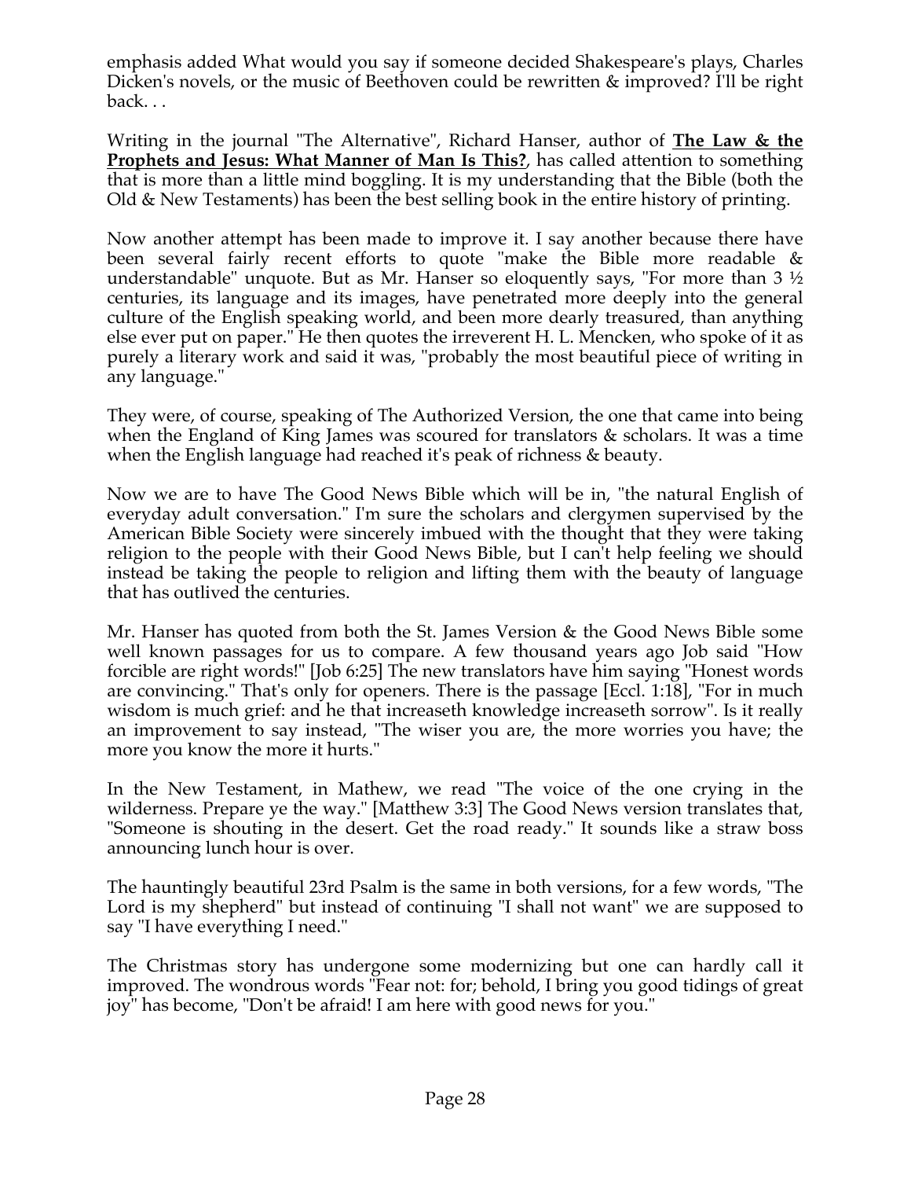emphasis added What would you say if someone decided Shakespeare's plays, Charles Dicken's novels, or the music of Beethoven could be rewritten & improved? I'll be right back. . .

Writing in the journal "The Alternative", Richard Hanser, author of **The Law & the Prophets and Jesus: What Manner of Man Is This?**, has called attention to something that is more than a little mind boggling. It is my understanding that the Bible (both the Old & New Testaments) has been the best selling book in the entire history of printing.

Now another attempt has been made to improve it. I say another because there have been several fairly recent efforts to quote "make the Bible more readable & understandable" unquote. But as Mr. Hanser so eloquently says, "For more than 3 ½ centuries, its language and its images, have penetrated more deeply into the general culture of the English speaking world, and been more dearly treasured, than anything else ever put on paper." He then quotes the irreverent H. L. Mencken, who spoke of it as purely a literary work and said it was, "probably the most beautiful piece of writing in any language."

They were, of course, speaking of The Authorized Version, the one that came into being when the England of King James was scoured for translators & scholars. It was a time when the English language had reached it's peak of richness & beauty.

Now we are to have The Good News Bible which will be in, "the natural English of everyday adult conversation." I'm sure the scholars and clergymen supervised by the American Bible Society were sincerely imbued with the thought that they were taking religion to the people with their Good News Bible, but I can't help feeling we should instead be taking the people to religion and lifting them with the beauty of language that has outlived the centuries.

Mr. Hanser has quoted from both the St. James Version & the Good News Bible some well known passages for us to compare. A few thousand years ago Job said "How forcible are right words!" [Job 6:25] The new translators have him saying "Honest words are convincing." That's only for openers. There is the passage [Eccl. 1:18], "For in much wisdom is much grief: and he that increaseth knowledge increaseth sorrow". Is it really an improvement to say instead, "The wiser you are, the more worries you have; the more you know the more it hurts."

In the New Testament, in Mathew, we read "The voice of the one crying in the wilderness. Prepare ye the way." [Matthew 3:3] The Good News version translates that, "Someone is shouting in the desert. Get the road ready." It sounds like a straw boss announcing lunch hour is over.

The hauntingly beautiful 23rd Psalm is the same in both versions, for a few words, "The Lord is my shepherd" but instead of continuing "I shall not want" we are supposed to say "I have everything I need."

The Christmas story has undergone some modernizing but one can hardly call it improved. The wondrous words "Fear not: for; behold, I bring you good tidings of great joy" has become, "Don't be afraid! I am here with good news for you."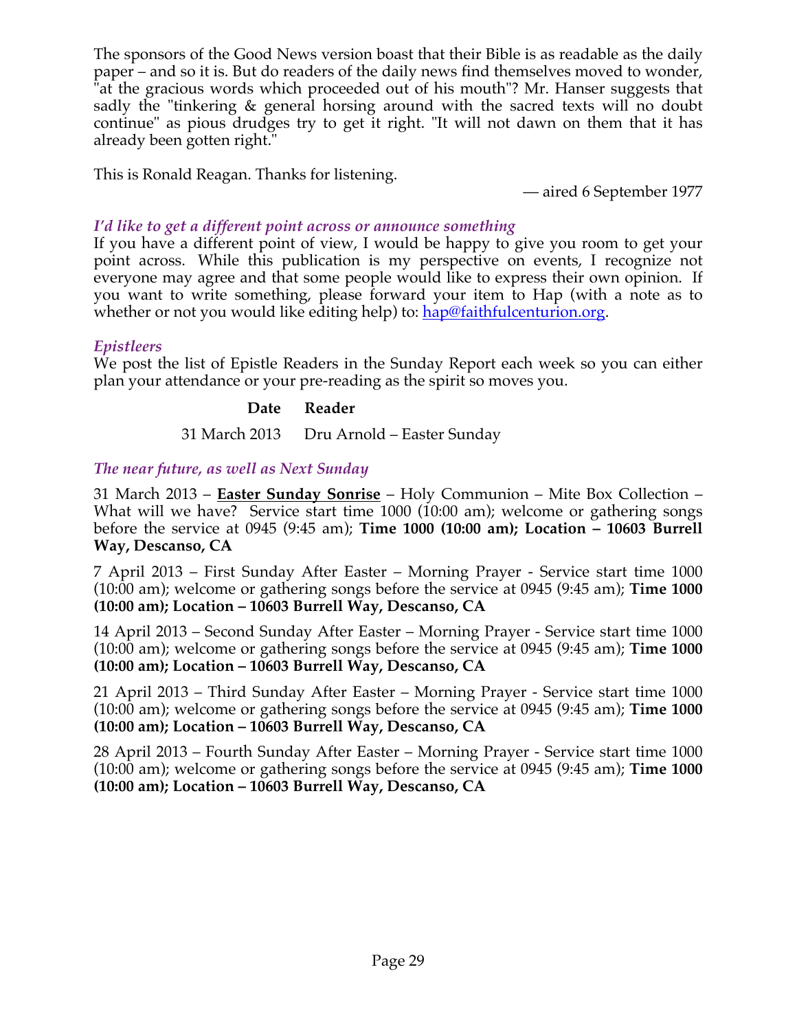The sponsors of the Good News version boast that their Bible is as readable as the daily paper – and so it is. But do readers of the daily news find themselves moved to wonder, "at the gracious words which proceeded out of his mouth"? Mr. Hanser suggests that sadly the "tinkering & general horsing around with the sacred texts will no doubt continue" as pious drudges try to get it right. "It will not dawn on them that it has already been gotten right."

This is Ronald Reagan. Thanks for listening.

— aired 6 September 1977

### *I'd like to get a different point across or announce something*

If you have a different point of view, I would be happy to give you room to get your point across. While this publication is my perspective on events, I recognize not everyone may agree and that some people would like to express their own opinion. If you want to write something, please forward your item to Hap (with a note as to whether or not you would like editing help) to: hap@faithfulcenturion.org.

### *Epistleers*

We post the list of Epistle Readers in the Sunday Report each week so you can either plan your attendance or your pre-reading as the spirit so moves you.

| Date | Reader |
|---|---|
| 31 March 2013 | Dru Arnold – Easter Sunday |

### *The near future, as well as Next Sunday*

31 March 2013 – **Easter Sunday Sonrise** – Holy Communion – Mite Box Collection – What will we have? Service start time 1000 (10:00 am); welcome or gathering songs before the service at 0945 (9:45 am); **Time 1000 (10:00 am); Location – 10603 Burrell Way, Descanso, CA**

7 April 2013 – First Sunday After Easter – Morning Prayer - Service start time 1000 (10:00 am); welcome or gathering songs before the service at 0945 (9:45 am); **Time 1000 (10:00 am); Location – 10603 Burrell Way, Descanso, CA**

14 April 2013 – Second Sunday After Easter – Morning Prayer - Service start time 1000 (10:00 am); welcome or gathering songs before the service at 0945 (9:45 am); **Time 1000 (10:00 am); Location – 10603 Burrell Way, Descanso, CA**

21 April 2013 – Third Sunday After Easter – Morning Prayer - Service start time 1000 (10:00 am); welcome or gathering songs before the service at 0945 (9:45 am); **Time 1000 (10:00 am); Location – 10603 Burrell Way, Descanso, CA**

28 April 2013 – Fourth Sunday After Easter – Morning Prayer - Service start time 1000 (10:00 am); welcome or gathering songs before the service at 0945 (9:45 am); **Time 1000 (10:00 am); Location – 10603 Burrell Way, Descanso, CA**